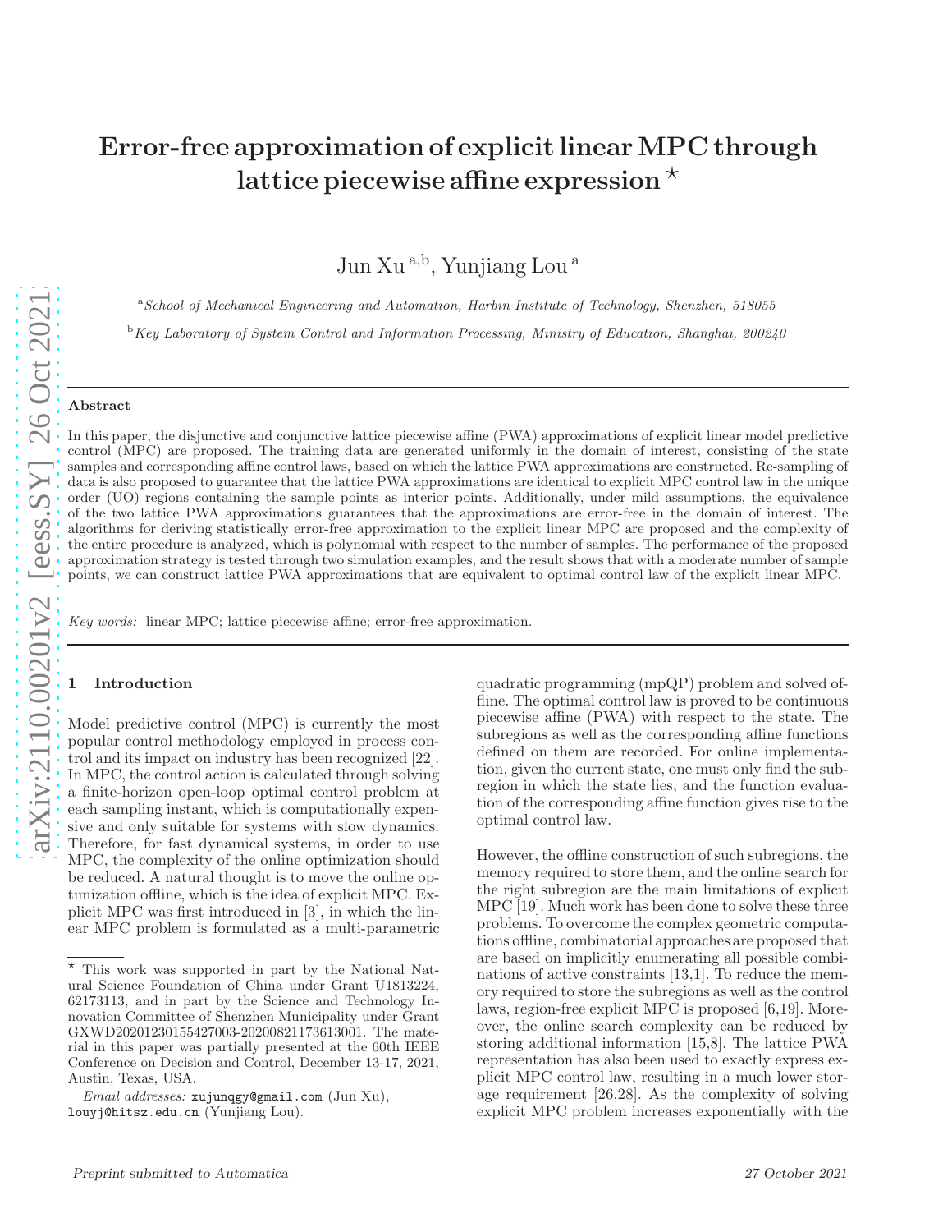# Error-free approximation of explicit linear MPC through lattice piecewise affine expression ⋆

Jun Xu [a,b], Yunjiang Lou [a]

[a] *School of Mechanical Engineering and Automation, Harbin Institute of Technology, Shenzhen, 518055*

[b] *Key Laboratory of System Control and Information Processing, Ministry of Education, Shanghai, 200240*

---

**Abstract**

In this paper, the disjunctive and conjunctive lattice piecewise affine (PWA) approximations of explicit linear model predictive control (MPC) are proposed. The training data are generated uniformly in the domain of interest, consisting of the state samples and corresponding affine control laws, based on which the lattice PWA approximations are constructed. Re-sampling of data is also proposed to guarantee that the lattice PWA approximations are identical to explicit MPC control law in the unique order (UO) regions containing the sample points as interior points. Additionally, under mild assumptions, the equivalence of the two lattice PWA approximations guarantees that the approximations are error-free in the domain of interest. The algorithms for deriving statistically error-free approximation to the explicit linear MPC are proposed and the complexity of the entire procedure is analyzed, which is polynomial with respect to the number of samples. The performance of the proposed approximation strategy is tested through two simulation examples, and the result shows that with a moderate number of sample points, we can construct lattice PWA approximations that are equivalent to optimal control law of the explicit linear MPC.

*Key words:* linear MPC; lattice piecewise affine; error-free approximation.

---

## 1 Introduction

Model predictive control (MPC) is currently the most popular control methodology employed in process control and its impact on industry has been recognized [22]. In MPC, the control action is calculated through solving a finite-horizon open-loop optimal control problem at each sampling instant, which is computationally expensive and only suitable for systems with slow dynamics. Therefore, for fast dynamical systems, in order to use MPC, the complexity of the online optimization should be reduced. A natural thought is to move the online optimization offline, which is the idea of explicit MPC. Explicit MPC was first introduced in [3], in which the linear MPC problem is formulated as a multi-parametric quadratic programming (mpQP) problem and solved offline. The optimal control law is proved to be continuous piecewise affine (PWA) with respect to the state. The subregions as well as the corresponding affine functions defined on them are recorded. For online implementation, given the current state, one must only find the subregion in which the state lies, and the function evaluation of the corresponding affine function gives rise to the optimal control law.

However, the offline construction of such subregions, the memory required to store them, and the online search for the right subregion are the main limitations of explicit MPC [19]. Much work has been done to solve these three problems. To overcome the complex geometric computations offline, combinatorial approaches are proposed that are based on implicitly enumerating all possible combinations of active constraints [13,1]. To reduce the memory required to store the subregions as well as the control laws, region-free explicit MPC is proposed [6,19]. Moreover, the online search complexity can be reduced by storing additional information [15,8]. The lattice PWA representation has also been used to exactly express explicit MPC control law, resulting in a much lower storage requirement [26,28]. As the complexity of solving explicit MPC problem increases exponentially with the

---

⋆ This work was supported in part by the National Natural Science Foundation of China under Grant U1813224, 62173113, and in part by the Science and Technology Innovation Committee of Shenzhen Municipality under Grant GXWD20201230155427003-20200821173613001. The material in this paper was partially presented at the 60th IEEE Conference on Decision and Control, December 13-17, 2021, Austin, Texas, USA.

*Email addresses:* xujunqgy@gmail.com (Jun Xu), louyj@hitsz.edu.cn (Yunjiang Lou).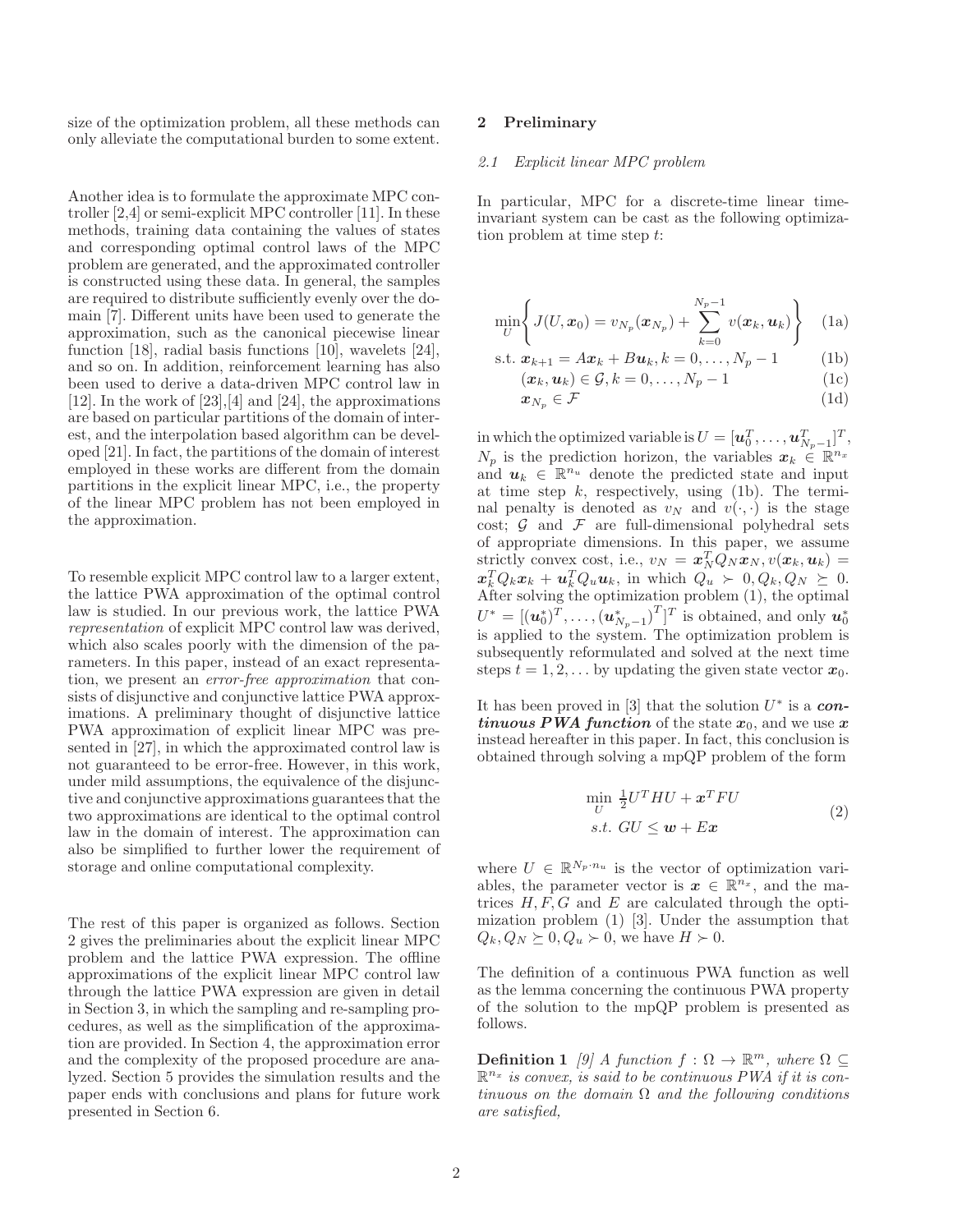size of the optimization problem, all these methods can only alleviate the computational burden to some extent.

Another idea is to formulate the approximate MPC controller [2,4] or semi-explicit MPC controller [11]. In these methods, training data containing the values of states and corresponding optimal control laws of the MPC problem are generated, and the approximated controller is constructed using these data. In general, the samples are required to distribute sufficiently evenly over the domain [7]. Different units have been used to generate the approximation, such as the canonical piecewise linear function [18], radial basis functions [10], wavelets [24], and so on. In addition, reinforcement learning has also been used to derive a data-driven MPC control law in [12]. In the work of [23],[4] and [24], the approximations are based on particular partitions of the domain of interest, and the interpolation based algorithm can be developed [21]. In fact, the partitions of the domain of interest employed in these works are different from the domain partitions in the explicit linear MPC, i.e., the property of the linear MPC problem has not been employed in the approximation.

To resemble explicit MPC control law to a larger extent, the lattice PWA approximation of the optimal control law is studied. In our previous work, the lattice PWA *representation* of explicit MPC control law was derived, which also scales poorly with the dimension of the parameters. In this paper, instead of an exact representation, we present an *error-free approximation* that consists of disjunctive and conjunctive lattice PWA approximations. A preliminary thought of disjunctive lattice PWA approximation of explicit linear MPC was presented in [27], in which the approximated control law is not guaranteed to be error-free. However, in this work, under mild assumptions, the equivalence of the disjunctive and conjunctive approximations guarantees that the two approximations are identical to the optimal control law in the domain of interest. The approximation can also be simplified to further lower the requirement of storage and online computational complexity.

The rest of this paper is organized as follows. Section 2 gives the preliminaries about the explicit linear MPC problem and the lattice PWA expression. The offline approximations of the explicit linear MPC control law through the lattice PWA expression are given in detail in Section 3, in which the sampling and re-sampling procedures, as well as the simplification of the approximation are provided. In Section 4, the approximation error and the complexity of the proposed procedure are analyzed. Section 5 provides the simulation results and the paper ends with conclusions and plans for future work presented in Section 6.

## 2 Preliminary

### 2.1 Explicit linear MPC problem

In particular, MPC for a discrete-time linear time-invariant system can be cast as the following optimization problem at time step $t$:

$$\min_{U} \left\{ J(U, \boldsymbol{x}_0) = v_{N_p}(\boldsymbol{x}_{N_p}) + \sum_{k=0}^{N_p-1} v(\boldsymbol{x}_k, \boldsymbol{u}_k) \right\} \quad (1a)$$

$$\text{s.t. } \boldsymbol{x}_{k+1} = A\boldsymbol{x}_k + B\boldsymbol{u}_k, k = 0, \ldots, N_p - 1 \quad (1b)$$

$$(\boldsymbol{x}_k, \boldsymbol{u}_k) \in \mathcal{G}, k = 0, \ldots, N_p - 1 \quad (1c)$$

$$\boldsymbol{x}_{N_p} \in \mathcal{F} \quad (1d)$$

in which the optimized variable is $U = [\boldsymbol{u}_0^T, \ldots, \boldsymbol{u}_{N_p-1}^T]^T$, $N_p$ is the prediction horizon, the variables $\boldsymbol{x}_k \in \mathbb{R}^{n_x}$ and $\boldsymbol{u}_k \in \mathbb{R}^{n_u}$ denote the predicted state and input at time step $k$, respectively, using (1b). The terminal penalty is denoted as $v_N$ and $v(\cdot,\cdot)$ is the stage cost; $\mathcal{G}$ and $\mathcal{F}$ are full-dimensional polyhedral sets of appropriate dimensions. In this paper, we assume strictly convex cost, i.e., $v_N = \boldsymbol{x}_N^T Q_N \boldsymbol{x}_N, v(\boldsymbol{x}_k, \boldsymbol{u}_k) = \boldsymbol{x}_k^T Q_k \boldsymbol{x}_k + \boldsymbol{u}_k^T Q_u \boldsymbol{u}_k$, in which $Q_u \succ 0, Q_k, Q_N \succeq 0$. After solving the optimization problem (1), the optimal $U^* = [(\boldsymbol{u}_0^*)^T, \ldots, (\boldsymbol{u}_{N_p-1}^*)^T]^T$ is obtained, and only $\boldsymbol{u}_0^*$ is applied to the system. The optimization problem is subsequently reformulated and solved at the next time steps $t = 1, 2, \ldots$ by updating the given state vector $\boldsymbol{x}_0$.

It has been proved in [3] that the solution $U^*$ is a ***continuous PWA function*** of the state $\boldsymbol{x}_0$, and we use $\boldsymbol{x}$ instead hereafter in this paper. In fact, this conclusion is obtained through solving a mpQP problem of the form

$$\begin{aligned} &\min_{U} \ \tfrac{1}{2} U^T H U + \boldsymbol{x}^T F U \\ &s.t. \ GU \leq \boldsymbol{w} + E\boldsymbol{x} \end{aligned} \quad (2)$$

where $U \in \mathbb{R}^{N_p \cdot n_u}$ is the vector of optimization variables, the parameter vector is $\boldsymbol{x} \in \mathbb{R}^{n_x}$, and the matrices $H, F, G$ and $E$ are calculated through the optimization problem (1) [3]. Under the assumption that $Q_k, Q_N \succeq 0, Q_u \succ 0$, we have $H \succ 0$.

The definition of a continuous PWA function as well as the lemma concerning the continuous PWA property of the solution to the mpQP problem is presented as follows.

**Definition 1** *[9] A function $f : \Omega \rightarrow \mathbb{R}^m$, where $\Omega \subseteq \mathbb{R}^{n_x}$ is convex, is said to be continuous PWA if it is continuous on the domain $\Omega$ and the following conditions are satisfied,*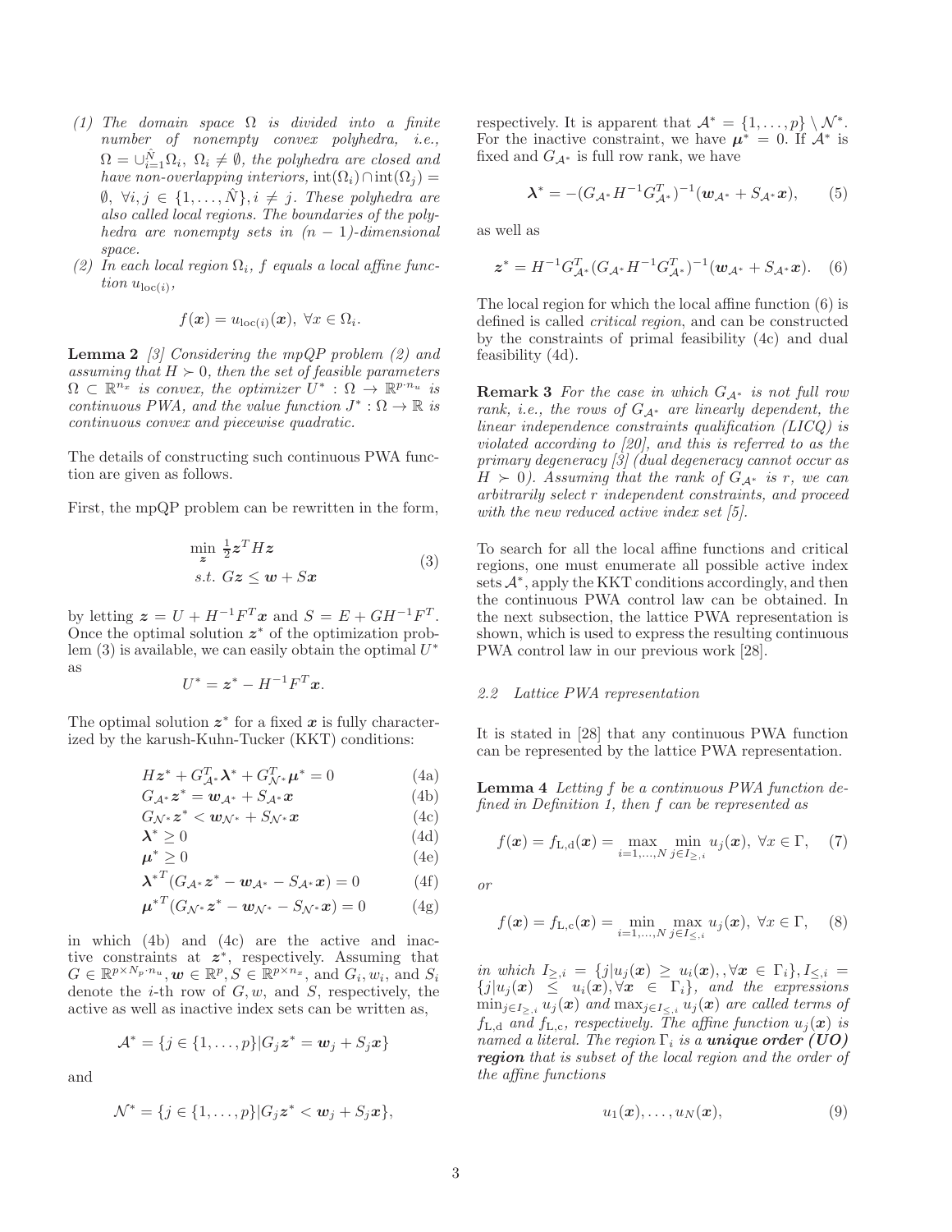*(1) The domain space $\Omega$ is divided into a finite number of nonempty convex polyhedra, i.e., $\Omega = \cup_{i=1}^{\hat{N}}\Omega_i$, $\Omega_i \neq \emptyset$, the polyhedra are closed and have non-overlapping interiors, $\text{int}(\Omega_i) \cap \text{int}(\Omega_j) = \emptyset$, $\forall i, j \in \{1, \ldots, \hat{N}\}, i \neq j$. These polyhedra are also called local regions. The boundaries of the polyhedra are nonempty sets in $(n-1)$-dimensional space.*

*(2) In each local region $\Omega_i$, $f$ equals a local affine function $u_{\text{loc}(i)}$,*

$$f(\boldsymbol{x}) = u_{\text{loc}(i)}(\boldsymbol{x}),\ \forall x \in \Omega_i.$$

**Lemma 2** *[3] Considering the mpQP problem (2) and assuming that $H \succ 0$, then the set of feasible parameters $\Omega \subset \mathbb{R}^{n_x}$ is convex, the optimizer $U^* : \Omega \to \mathbb{R}^{p \cdot n_u}$ is continuous PWA, and the value function $J^* : \Omega \to \mathbb{R}$ is continuous convex and piecewise quadratic.*

The details of constructing such continuous PWA function are given as follows.

First, the mpQP problem can be rewritten in the form,

$$\begin{aligned} \min_{\boldsymbol{z}}\ & \tfrac{1}{2}\boldsymbol{z}^T H \boldsymbol{z} \\ s.t.\ & G\boldsymbol{z} \leq \boldsymbol{w} + S\boldsymbol{x} \end{aligned} \tag{3}$$

by letting $\boldsymbol{z} = U + H^{-1}F^T\boldsymbol{x}$ and $S = E + GH^{-1}F^T$. Once the optimal solution $\boldsymbol{z}^*$ of the optimization problem (3) is available, we can easily obtain the optimal $U^*$ as

$$U^* = \boldsymbol{z}^* - H^{-1}F^T\boldsymbol{x}.$$

The optimal solution $\boldsymbol{z}^*$ for a fixed $\boldsymbol{x}$ is fully characterized by the karush-Kuhn-Tucker (KKT) conditions:

$$H\boldsymbol{z}^* + G_{\mathcal{A}^*}^T\boldsymbol{\lambda}^* + G_{\mathcal{N}^*}^T\boldsymbol{\mu}^* = 0 \tag{4a}$$
$$G_{\mathcal{A}^*}\boldsymbol{z}^* = \boldsymbol{w}_{\mathcal{A}^*} + S_{\mathcal{A}^*}\boldsymbol{x} \tag{4b}$$
$$G_{\mathcal{N}^*}\boldsymbol{z}^* < \boldsymbol{w}_{\mathcal{N}^*} + S_{\mathcal{N}^*}\boldsymbol{x} \tag{4c}$$
$$\boldsymbol{\lambda}^* \geq 0 \tag{4d}$$
$$\boldsymbol{\mu}^* \geq 0 \tag{4e}$$
$$\boldsymbol{\lambda}^{*T}(G_{\mathcal{A}^*}\boldsymbol{z}^* - \boldsymbol{w}_{\mathcal{A}^*} - S_{\mathcal{A}^*}\boldsymbol{x}) = 0 \tag{4f}$$
$$\boldsymbol{\mu}^{*T}(G_{\mathcal{N}^*}\boldsymbol{z}^* - \boldsymbol{w}_{\mathcal{N}^*} - S_{\mathcal{N}^*}\boldsymbol{x}) = 0 \tag{4g}$$

in which (4b) and (4c) are the active and inactive constraints at $\boldsymbol{z}^*$, respectively. Assuming that $G \in \mathbb{R}^{p \times N_p \cdot n_u}, \boldsymbol{w} \in \mathbb{R}^p, S \in \mathbb{R}^{p \times n_x}$, and $G_i, w_i$, and $S_i$ denote the $i$-th row of $G, w$, and $S$, respectively, the active as well as inactive index sets can be written as,

$$\mathcal{A}^* = \{j \in \{1, \ldots, p\} | G_j\boldsymbol{z}^* = \boldsymbol{w}_j + S_j\boldsymbol{x}\}$$

and

$$\mathcal{N}^* = \{j \in \{1, \ldots, p\} | G_j\boldsymbol{z}^* < \boldsymbol{w}_j + S_j\boldsymbol{x}\},$$

respectively. It is apparent that $\mathcal{A}^* = \{1, \ldots, p\} \setminus \mathcal{N}^*$. For the inactive constraint, we have $\boldsymbol{\mu}^* = 0$. If $\mathcal{A}^*$ is fixed and $G_{\mathcal{A}^*}$ is full row rank, we have

$$\boldsymbol{\lambda}^* = -(G_{\mathcal{A}^*}H^{-1}G_{\mathcal{A}^*}^T)^{-1}(\boldsymbol{w}_{\mathcal{A}^*} + S_{\mathcal{A}^*}\boldsymbol{x}), \tag{5}$$

as well as

$$\boldsymbol{z}^* = H^{-1}G_{\mathcal{A}^*}^T(G_{\mathcal{A}^*}H^{-1}G_{\mathcal{A}^*}^T)^{-1}(\boldsymbol{w}_{\mathcal{A}^*} + S_{\mathcal{A}^*}\boldsymbol{x}). \tag{6}$$

The local region for which the local affine function (6) is defined is called *critical region*, and can be constructed by the constraints of primal feasibility (4c) and dual feasibility (4d).

**Remark 3** *For the case in which $G_{\mathcal{A}^*}$ is not full row rank, i.e., the rows of $G_{\mathcal{A}^*}$ are linearly dependent, the linear independence constraints qualification (LICQ) is violated according to [20], and this is referred to as the primary degeneracy [3] (dual degeneracy cannot occur as $H \succ 0$). Assuming that the rank of $G_{\mathcal{A}^*}$ is $r$, we can arbitrarily select $r$ independent constraints, and proceed with the new reduced active index set [5].*

To search for all the local affine functions and critical regions, one must enumerate all possible active index sets $\mathcal{A}^*$, apply the KKT conditions accordingly, and then the continuous PWA control law can be obtained. In the next subsection, the lattice PWA representation is shown, which is used to express the resulting continuous PWA control law in our previous work [28].

### 2.2 Lattice PWA representation

It is stated in [28] that any continuous PWA function can be represented by the lattice PWA representation.

**Lemma 4** *Letting $f$ be a continuous PWA function defined in Definition 1, then $f$ can be represented as*

$$f(\boldsymbol{x}) = f_{\text{L,d}}(\boldsymbol{x}) = \max_{i=1,\ldots,N}\min_{j \in I_{\geq,i}} u_j(\boldsymbol{x}),\ \forall x \in \Gamma, \tag{7}$$

*or*

$$f(\boldsymbol{x}) = f_{\text{L,c}}(\boldsymbol{x}) = \min_{i=1,\ldots,N}\max_{j \in I_{\leq,i}} u_j(\boldsymbol{x}),\ \forall x \in \Gamma, \tag{8}$$

*in which $I_{\geq,i} = \{j | u_j(\boldsymbol{x}) \geq u_i(\boldsymbol{x}), \forall \boldsymbol{x} \in \Gamma_i\}, I_{\leq,i} = \{j | u_j(\boldsymbol{x}) \leq u_i(\boldsymbol{x}), \forall \boldsymbol{x} \in \Gamma_i\}$, and the expressions $\min_{j \in I_{\geq,i}} u_j(\boldsymbol{x})$ and $\max_{j \in I_{\leq,i}} u_j(\boldsymbol{x})$ are called terms of $f_{\text{L,d}}$ and $f_{\text{L,c}}$, respectively. The affine function $u_j(\boldsymbol{x})$ is named a literal. The region $\Gamma_i$ is a* ***unique order (UO) region*** *that is subset of the local region and the order of the affine functions*

$$u_1(\boldsymbol{x}), \ldots, u_N(\boldsymbol{x}), \tag{9}$$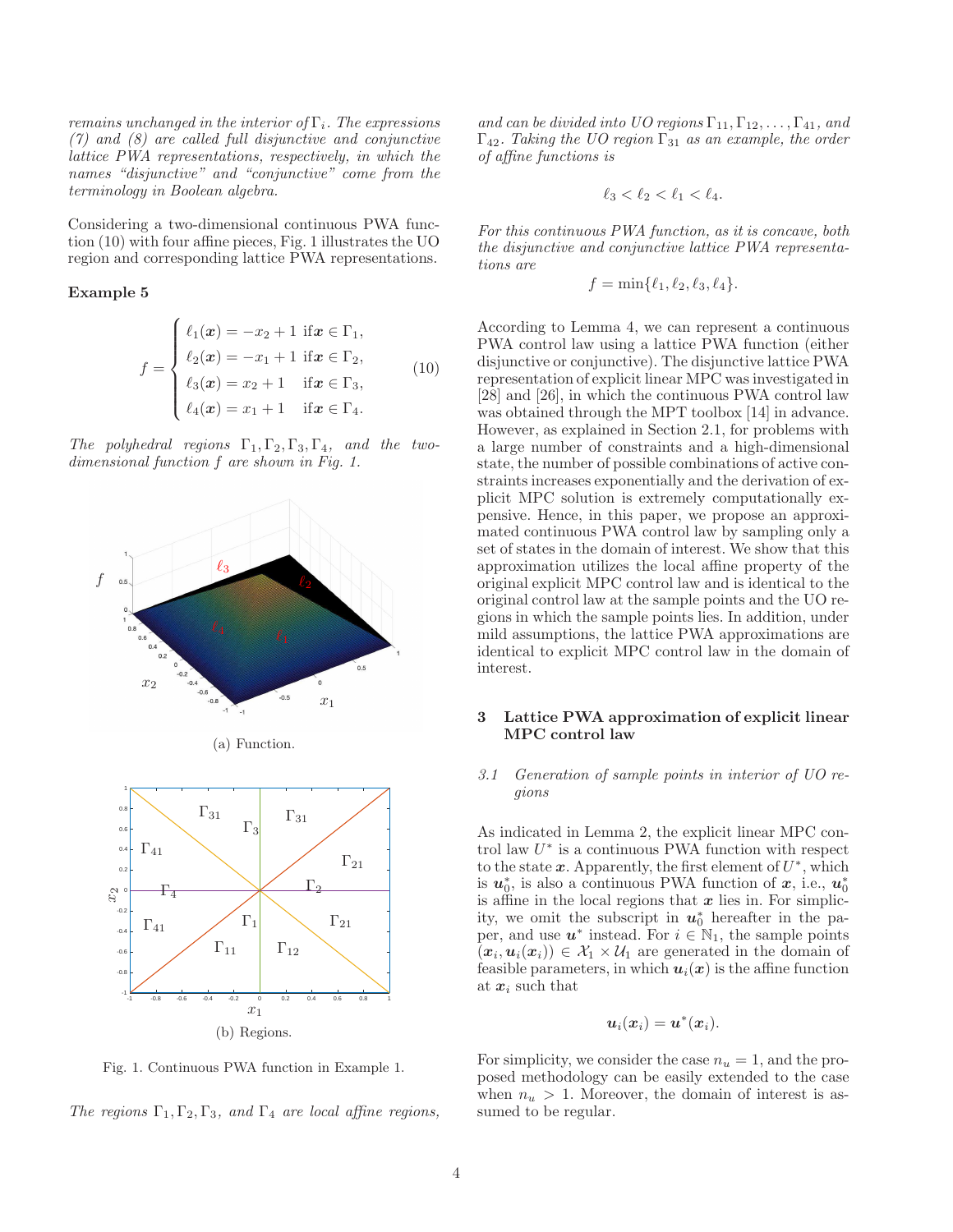*remains unchanged in the interior of $\Gamma_i$. The expressions (7) and (8) are called full disjunctive and conjunctive lattice PWA representations, respectively, in which the names "disjunctive" and "conjunctive" come from the terminology in Boolean algebra.*

Considering a two-dimensional continuous PWA function (10) with four affine pieces, Fig. 1 illustrates the UO region and corresponding lattice PWA representations.

**Example 5**

$$f = \begin{cases} \ell_1(\boldsymbol{x}) = -x_2 + 1 \text{ if } \boldsymbol{x} \in \Gamma_1, \\ \ell_2(\boldsymbol{x}) = -x_1 + 1 \text{ if } \boldsymbol{x} \in \Gamma_2, \\ \ell_3(\boldsymbol{x}) = x_2 + 1 \quad \text{if } \boldsymbol{x} \in \Gamma_3, \\ \ell_4(\boldsymbol{x}) = x_1 + 1 \quad \text{if } \boldsymbol{x} \in \Gamma_4. \end{cases} \tag{10}$$

*The polyhedral regions $\Gamma_1, \Gamma_2, \Gamma_3, \Gamma_4$, and the two-dimensional function $f$ are shown in Fig. 1.*

(a) Function.

(b) Regions.

Fig. 1. Continuous PWA function in Example 1.

*The regions $\Gamma_1, \Gamma_2, \Gamma_3$, and $\Gamma_4$ are local affine regions, and can be divided into UO regions $\Gamma_{11}, \Gamma_{12}, \ldots, \Gamma_{41}$, and $\Gamma_{42}$. Taking the UO region $\Gamma_{31}$ as an example, the order of affine functions is*

$$\ell_3 < \ell_2 < \ell_1 < \ell_4.$$

*For this continuous PWA function, as it is concave, both the disjunctive and conjunctive lattice PWA representations are*

$$f = \min\{\ell_1, \ell_2, \ell_3, \ell_4\}.$$

According to Lemma 4, we can represent a continuous PWA control law using a lattice PWA function (either disjunctive or conjunctive). The disjunctive lattice PWA representation of explicit linear MPC was investigated in [28] and [26], in which the continuous PWA control law was obtained through the MPT toolbox [14] in advance. However, as explained in Section 2.1, for problems with a large number of constraints and a high-dimensional state, the number of possible combinations of active constraints increases exponentially and the derivation of explicit MPC solution is extremely computationally expensive. Hence, in this paper, we propose an approximated continuous PWA control law by sampling only a set of states in the domain of interest. We show that this approximation utilizes the local affine property of the original explicit MPC control law and is identical to the original control law at the sample points and the UO regions in which the sample points lies. In addition, under mild assumptions, the lattice PWA approximations are identical to explicit MPC control law in the domain of interest.

## 3 Lattice PWA approximation of explicit linear MPC control law

### *3.1 Generation of sample points in interior of UO regions*

As indicated in Lemma 2, the explicit linear MPC control law $U^*$ is a continuous PWA function with respect to the state $\boldsymbol{x}$. Apparently, the first element of $U^*$, which is $\boldsymbol{u}_0^*$, is also a continuous PWA function of $\boldsymbol{x}$, i.e., $\boldsymbol{u}_0^*$ is affine in the local regions that $\boldsymbol{x}$ lies in. For simplicity, we omit the subscript in $\boldsymbol{u}_0^*$ hereafter in the paper, and use $\boldsymbol{u}^*$ instead. For $i \in \mathbb{N}_1$, the sample points $(\boldsymbol{x}_i, \boldsymbol{u}_i(\boldsymbol{x}_i)) \in \mathcal{X}_1 \times \mathcal{U}_1$ are generated in the domain of feasible parameters, in which $\boldsymbol{u}_i(\boldsymbol{x})$ is the affine function at $\boldsymbol{x}_i$ such that

$$\boldsymbol{u}_i(\boldsymbol{x}_i) = \boldsymbol{u}^*(\boldsymbol{x}_i).$$

For simplicity, we consider the case $n_u = 1$, and the proposed methodology can be easily extended to the case when $n_u > 1$. Moreover, the domain of interest is assumed to be regular.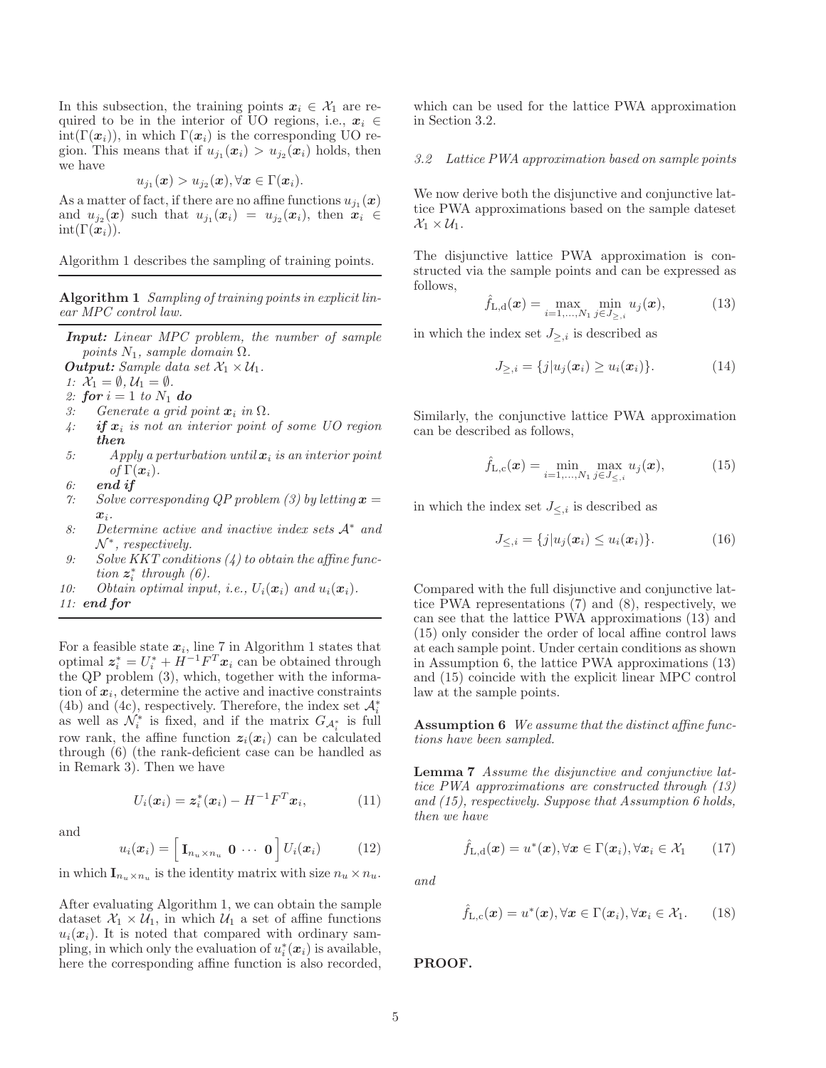In this subsection, the training points $\boldsymbol{x}_i \in \mathcal{X}_1$ are required to be in the interior of UO regions, i.e., $\boldsymbol{x}_i \in \text{int}(\Gamma(\boldsymbol{x}_i))$, in which $\Gamma(\boldsymbol{x}_i)$ is the corresponding UO region. This means that if $u_{j_1}(\boldsymbol{x}_i) > u_{j_2}(\boldsymbol{x}_i)$ holds, then we have

$$u_{j_1}(\boldsymbol{x}) > u_{j_2}(\boldsymbol{x}), \forall \boldsymbol{x} \in \Gamma(\boldsymbol{x}_i).$$

As a matter of fact, if there are no affine functions $u_{j_1}(\boldsymbol{x})$ and $u_{j_2}(\boldsymbol{x})$ such that $u_{j_1}(\boldsymbol{x}_i) = u_{j_2}(\boldsymbol{x}_i)$, then $\boldsymbol{x}_i \in \text{int}(\Gamma(\boldsymbol{x}_i))$.

Algorithm 1 describes the sampling of training points.

**Algorithm 1** *Sampling of training points in explicit linear MPC control law.*

***Input:*** *Linear MPC problem, the number of sample points $N_1$, sample domain $\Omega$.*
***Output:*** *Sample data set $\mathcal{X}_1 \times \mathcal{U}_1$.*
1: $\mathcal{X}_1 = \emptyset, \mathcal{U}_1 = \emptyset$.
2: ***for*** $i = 1$ *to* $N_1$ ***do***
3: *Generate a grid point $\boldsymbol{x}_i$ in $\Omega$.*
4: ***if*** *$\boldsymbol{x}_i$ is not an interior point of some UO region* ***then***
5: *Apply a perturbation until $\boldsymbol{x}_i$ is an interior point of $\Gamma(\boldsymbol{x}_i)$.*
6: ***end if***
7: *Solve corresponding QP problem (3) by letting $\boldsymbol{x} = \boldsymbol{x}_i$.*
8: *Determine active and inactive index sets $\mathcal{A}^*$ and $\mathcal{N}^*$, respectively.*
9: *Solve KKT conditions (4) to obtain the affine function $\boldsymbol{z}_i^*$ through (6).*
10: *Obtain optimal input, i.e., $U_i(\boldsymbol{x}_i)$ and $u_i(\boldsymbol{x}_i)$.*
11: ***end for***

For a feasible state $\boldsymbol{x}_i$, line 7 in Algorithm 1 states that optimal $\boldsymbol{z}_i^* = U_i^* + H^{-1}F^T\boldsymbol{x}_i$ can be obtained through the QP problem (3), which, together with the information of $\boldsymbol{x}_i$, determine the active and inactive constraints (4b) and (4c), respectively. Therefore, the index set $\mathcal{A}_i^*$ as well as $\mathcal{N}_i^*$ is fixed, and if the matrix $G_{\mathcal{A}_i^*}$ is full row rank, the affine function $\boldsymbol{z}_i(\boldsymbol{x}_i)$ can be calculated through (6) (the rank-deficient case can be handled as in Remark 3). Then we have

$$U_i(\boldsymbol{x}_i) = \boldsymbol{z}_i^*(\boldsymbol{x}_i) - H^{-1}F^T\boldsymbol{x}_i, \tag{11}$$

and

$$u_i(\boldsymbol{x}_i) = \begin{bmatrix} \mathbf{I}_{n_u \times n_u} & \mathbf{0} & \cdots & \mathbf{0} \end{bmatrix} U_i(\boldsymbol{x}_i) \tag{12}$$

in which $\mathbf{I}_{n_u \times n_u}$ is the identity matrix with size $n_u \times n_u$.

After evaluating Algorithm 1, we can obtain the sample dataset $\mathcal{X}_1 \times \mathcal{U}_1$, in which $\mathcal{U}_1$ a set of affine functions $u_i(\boldsymbol{x}_i)$. It is noted that compared with ordinary sampling, in which only the evaluation of $u_i^*(\boldsymbol{x}_i)$ is available, here the corresponding affine function is also recorded, which can be used for the lattice PWA approximation in Section 3.2.

### *3.2 Lattice PWA approximation based on sample points*

We now derive both the disjunctive and conjunctive lattice PWA approximations based on the sample dateset $\mathcal{X}_1 \times \mathcal{U}_1$.

The disjunctive lattice PWA approximation is constructed via the sample points and can be expressed as follows,

$$\hat{f}_{\text{L,d}}(\boldsymbol{x}) = \max_{i=1,\ldots,N_1} \min_{j \in J_{\geq,i}} u_j(\boldsymbol{x}), \tag{13}$$

in which the index set $J_{\geq,i}$ is described as

$$J_{\geq,i} = \{j | u_j(\boldsymbol{x}_i) \geq u_i(\boldsymbol{x}_i)\}. \tag{14}$$

Similarly, the conjunctive lattice PWA approximation can be described as follows,

$$\hat{f}_{\text{L,c}}(\boldsymbol{x}) = \min_{i=1,\ldots,N_1} \max_{j \in J_{\leq,i}} u_j(\boldsymbol{x}), \tag{15}$$

in which the index set $J_{\leq,i}$ is described as

$$J_{\leq,i} = \{j | u_j(\boldsymbol{x}_i) \leq u_i(\boldsymbol{x}_i)\}. \tag{16}$$

Compared with the full disjunctive and conjunctive lattice PWA representations (7) and (8), respectively, we can see that the lattice PWA approximations (13) and (15) only consider the order of local affine control laws at each sample point. Under certain conditions as shown in Assumption 6, the lattice PWA approximations (13) and (15) coincide with the explicit linear MPC control law at the sample points.

**Assumption 6** *We assume that the distinct affine functions have been sampled.*

**Lemma 7** *Assume the disjunctive and conjunctive lattice PWA approximations are constructed through (13) and (15), respectively. Suppose that Assumption 6 holds, then we have*

$$\hat{f}_{\text{L,d}}(\boldsymbol{x}) = u^*(\boldsymbol{x}), \forall \boldsymbol{x} \in \Gamma(\boldsymbol{x}_i), \forall \boldsymbol{x}_i \in \mathcal{X}_1 \tag{17}$$

*and*

$$\hat{f}_{\text{L,c}}(\boldsymbol{x}) = u^*(\boldsymbol{x}), \forall \boldsymbol{x} \in \Gamma(\boldsymbol{x}_i), \forall \boldsymbol{x}_i \in \mathcal{X}_1. \tag{18}$$

**PROOF.**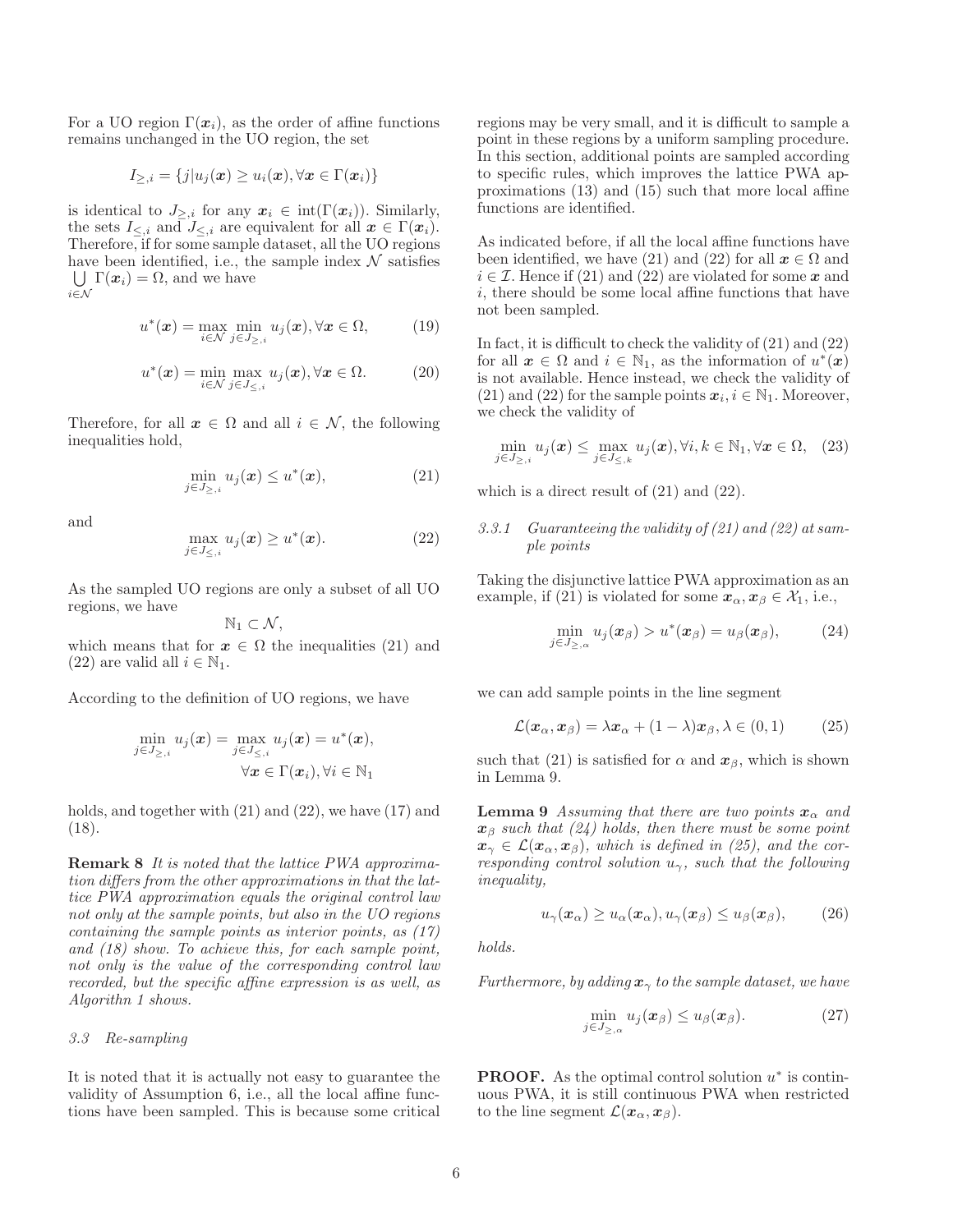For a UO region $\Gamma(\boldsymbol{x}_i)$, as the order of affine functions remains unchanged in the UO region, the set

$$I_{\geq,i} = \{j | u_j(\boldsymbol{x}) \geq u_i(\boldsymbol{x}), \forall \boldsymbol{x} \in \Gamma(\boldsymbol{x}_i)\}$$

is identical to $J_{\geq,i}$ for any $\boldsymbol{x}_i \in \mathrm{int}(\Gamma(\boldsymbol{x}_i))$. Similarly, the sets $I_{\leq,i}$ and $J_{\leq,i}$ are equivalent for all $\boldsymbol{x} \in \Gamma(\boldsymbol{x}_i)$. Therefore, if for some sample dataset, all the UO regions have been identified, i.e., the sample index $\mathcal{N}$ satisfies $\bigcup_{i \in \mathcal{N}} \Gamma(\boldsymbol{x}_i) = \Omega$, and we have

$$u^*(\boldsymbol{x}) = \max_{i \in \mathcal{N}} \min_{j \in J_{\geq,i}} u_j(\boldsymbol{x}), \forall \boldsymbol{x} \in \Omega, \tag{19}$$

$$u^*(\boldsymbol{x}) = \min_{i \in \mathcal{N}} \max_{j \in J_{\leq,i}} u_j(\boldsymbol{x}), \forall \boldsymbol{x} \in \Omega. \tag{20}$$

Therefore, for all $\boldsymbol{x} \in \Omega$ and all $i \in \mathcal{N}$, the following inequalities hold,

$$\min_{j \in J_{\geq,i}} u_j(\boldsymbol{x}) \leq u^*(\boldsymbol{x}), \tag{21}$$

and

$$\max_{j \in J_{\leq,i}} u_j(\boldsymbol{x}) \geq u^*(\boldsymbol{x}). \tag{22}$$

As the sampled UO regions are only a subset of all UO regions, we have

$$\mathbb{N}_1 \subset \mathcal{N},$$

which means that for $\boldsymbol{x} \in \Omega$ the inequalities (21) and (22) are valid all $i \in \mathbb{N}_1$.

According to the definition of UO regions, we have

$$\min_{j \in J_{\geq,i}} u_j(\boldsymbol{x}) = \max_{j \in J_{\leq,i}} u_j(\boldsymbol{x}) = u^*(\boldsymbol{x}),$$
$$\forall \boldsymbol{x} \in \Gamma(\boldsymbol{x}_i), \forall i \in \mathbb{N}_1$$

holds, and together with (21) and (22), we have (17) and (18).

**Remark 8** *It is noted that the lattice PWA approximation differs from the other approximations in that the lattice PWA approximation equals the original control law not only at the sample points, but also in the UO regions containing the sample points as interior points, as (17) and (18) show. To achieve this, for each sample point, not only is the value of the corresponding control law recorded, but the specific affine expression is as well, as Algorithn 1 shows.*

### 3.3 Re-sampling

It is noted that it is actually not easy to guarantee the validity of Assumption 6, i.e., all the local affine functions have been sampled. This is because some critical regions may be very small, and it is difficult to sample a point in these regions by a uniform sampling procedure. In this section, additional points are sampled according to specific rules, which improves the lattice PWA approximations (13) and (15) such that more local affine functions are identified.

As indicated before, if all the local affine functions have been identified, we have (21) and (22) for all $\boldsymbol{x} \in \Omega$ and $i \in \mathcal{I}$. Hence if (21) and (22) are violated for some $\boldsymbol{x}$ and $i$, there should be some local affine functions that have not been sampled.

In fact, it is difficult to check the validity of (21) and (22) for all $\boldsymbol{x} \in \Omega$ and $i \in \mathbb{N}_1$, as the information of $u^*(\boldsymbol{x})$ is not available. Hence instead, we check the validity of (21) and (22) for the sample points $\boldsymbol{x}_i, i \in \mathbb{N}_1$. Moreover, we check the validity of

$$\min_{j \in J_{\geq,i}} u_j(\boldsymbol{x}) \leq \max_{j \in J_{\leq,k}} u_j(\boldsymbol{x}), \forall i, k \in \mathbb{N}_1, \forall \boldsymbol{x} \in \Omega, \tag{23}$$

which is a direct result of (21) and (22).

#### 3.3.1 Guaranteeing the validity of (21) and (22) at sample points

Taking the disjunctive lattice PWA approximation as an example, if (21) is violated for some $\boldsymbol{x}_\alpha, \boldsymbol{x}_\beta \in \mathcal{X}_1$, i.e.,

$$\min_{j \in J_{\geq,\alpha}} u_j(\boldsymbol{x}_\beta) > u^*(\boldsymbol{x}_\beta) = u_\beta(\boldsymbol{x}_\beta), \tag{24}$$

we can add sample points in the line segment

$$\mathcal{L}(\boldsymbol{x}_\alpha, \boldsymbol{x}_\beta) = \lambda \boldsymbol{x}_\alpha + (1-\lambda)\boldsymbol{x}_\beta, \lambda \in (0,1) \tag{25}$$

such that (21) is satisfied for $\alpha$ and $\boldsymbol{x}_\beta$, which is shown in Lemma 9.

**Lemma 9** *Assuming that there are two points $\boldsymbol{x}_\alpha$ and $\boldsymbol{x}_\beta$ such that (24) holds, then there must be some point $\boldsymbol{x}_\gamma \in \mathcal{L}(\boldsymbol{x}_\alpha, \boldsymbol{x}_\beta)$, which is defined in (25), and the corresponding control solution $u_\gamma$, such that the following inequality,*

$$u_\gamma(\boldsymbol{x}_\alpha) \geq u_\alpha(\boldsymbol{x}_\alpha), u_\gamma(\boldsymbol{x}_\beta) \leq u_\beta(\boldsymbol{x}_\beta), \tag{26}$$

*holds.*

*Furthermore, by adding $\boldsymbol{x}_\gamma$ to the sample dataset, we have*

$$\min_{j \in J_{\geq,\alpha}} u_j(\boldsymbol{x}_\beta) \leq u_\beta(\boldsymbol{x}_\beta). \tag{27}$$

**PROOF.** As the optimal control solution $u^*$ is continuous PWA, it is still continuous PWA when restricted to the line segment $\mathcal{L}(\boldsymbol{x}_\alpha, \boldsymbol{x}_\beta)$.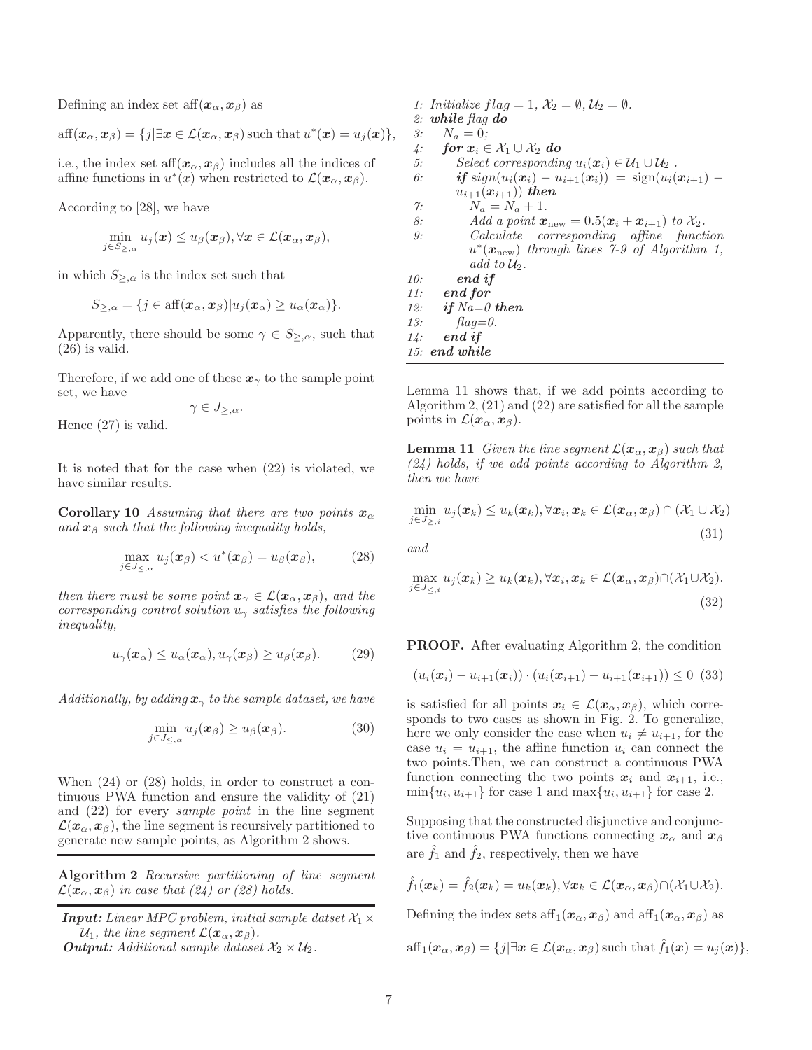Defining an index set $\text{aff}(\boldsymbol{x}_\alpha, \boldsymbol{x}_\beta)$ as

$$\text{aff}(\boldsymbol{x}_\alpha, \boldsymbol{x}_\beta) = \{j | \exists \boldsymbol{x} \in \mathcal{L}(\boldsymbol{x}_\alpha, \boldsymbol{x}_\beta) \text{ such that } u^*(\boldsymbol{x}) = u_j(\boldsymbol{x})\},$$

i.e., the index set $\text{aff}(\boldsymbol{x}_\alpha, \boldsymbol{x}_\beta)$ includes all the indices of affine functions in $u^*(x)$ when restricted to $\mathcal{L}(\boldsymbol{x}_\alpha, \boldsymbol{x}_\beta)$.

According to [28], we have

$$\min_{j \in S_{\geq,\alpha}} u_j(\boldsymbol{x}) \leq u_\beta(\boldsymbol{x}_\beta), \forall \boldsymbol{x} \in \mathcal{L}(\boldsymbol{x}_\alpha, \boldsymbol{x}_\beta),$$

in which $S_{\geq,\alpha}$ is the index set such that

$$S_{\geq,\alpha} = \{j \in \text{aff}(\boldsymbol{x}_\alpha, \boldsymbol{x}_\beta) | u_j(\boldsymbol{x}_\alpha) \geq u_\alpha(\boldsymbol{x}_\alpha)\}.$$

Apparently, there should be some $\gamma \in S_{\geq,\alpha}$, such that (26) is valid.

Therefore, if we add one of these $\boldsymbol{x}_\gamma$ to the sample point set, we have

$$\gamma \in J_{\geq,\alpha}.$$

Hence (27) is valid.

It is noted that for the case when (22) is violated, we have similar results.

**Corollary 10** *Assuming that there are two points $\boldsymbol{x}_\alpha$ and $\boldsymbol{x}_\beta$ such that the following inequality holds,*

$$\max_{j \in J_{\leq,\alpha}} u_j(\boldsymbol{x}_\beta) < u^*(\boldsymbol{x}_\beta) = u_\beta(\boldsymbol{x}_\beta), \tag{28}$$

*then there must be some point $\boldsymbol{x}_\gamma \in \mathcal{L}(\boldsymbol{x}_\alpha, \boldsymbol{x}_\beta)$, and the corresponding control solution $u_\gamma$ satisfies the following inequality,*

$$u_\gamma(\boldsymbol{x}_\alpha) \leq u_\alpha(\boldsymbol{x}_\alpha), u_\gamma(\boldsymbol{x}_\beta) \geq u_\beta(\boldsymbol{x}_\beta). \tag{29}$$

*Additionally, by adding $\boldsymbol{x}_\gamma$ to the sample dataset, we have*

$$\min_{j \in J_{\leq,\alpha}} u_j(\boldsymbol{x}_\beta) \geq u_\beta(\boldsymbol{x}_\beta). \tag{30}$$

When (24) or (28) holds, in order to construct a continuous PWA function and ensure the validity of (21) and (22) for every *sample point* in the line segment $\mathcal{L}(\boldsymbol{x}_\alpha, \boldsymbol{x}_\beta)$, the line segment is recursively partitioned to generate new sample points, as Algorithm 2 shows.

**Algorithm 2** *Recursive partitioning of line segment $\mathcal{L}(\boldsymbol{x}_\alpha, \boldsymbol{x}_\beta)$ in case that (24) or (28) holds.*

***Input:*** *Linear MPC problem, initial sample datset $\mathcal{X}_1 \times \mathcal{U}_1$, the line segment $\mathcal{L}(\boldsymbol{x}_\alpha, \boldsymbol{x}_\beta)$.*
***Output:*** *Additional sample dataset $\mathcal{X}_2 \times \mathcal{U}_2$.*

1: *Initialize $flag = 1$, $\mathcal{X}_2 = \emptyset$, $\mathcal{U}_2 = \emptyset$.*
2: ***while** flag **do***
3: *$N_a = 0$;*
4: ***for** $\boldsymbol{x}_i \in \mathcal{X}_1 \cup \mathcal{X}_2$ **do***
5: *Select corresponding $u_i(\boldsymbol{x}_i) \in \mathcal{U}_1 \cup \mathcal{U}_2$ .*
6: ***if** $\text{sign}(u_i(\boldsymbol{x}_i) - u_{i+1}(\boldsymbol{x}_i)) = \text{sign}(u_i(\boldsymbol{x}_{i+1}) - u_{i+1}(\boldsymbol{x}_{i+1}))$ **then***
7: *$N_a = N_a + 1$.*
8: *Add a point $\boldsymbol{x}_{\text{new}} = 0.5(\boldsymbol{x}_i + \boldsymbol{x}_{i+1})$ to $\mathcal{X}_2$.*
9: *Calculate corresponding affine function $u^*(\boldsymbol{x}_{\text{new}})$ through lines 7-9 of Algorithm 1, add to $\mathcal{U}_2$.*
10: ***end if***
11: ***end for***
12: ***if** Na=0 **then***
13: *flag=0.*
14: ***end if***
15: ***end while***

Lemma 11 shows that, if we add points according to Algorithm 2, (21) and (22) are satisfied for all the sample points in $\mathcal{L}(\boldsymbol{x}_\alpha, \boldsymbol{x}_\beta)$.

**Lemma 11** *Given the line segment $\mathcal{L}(\boldsymbol{x}_\alpha, \boldsymbol{x}_\beta)$ such that (24) holds, if we add points according to Algorithm 2, then we have*

$$\min_{j \in J_{\geq,i}} u_j(\boldsymbol{x}_k) \leq u_k(\boldsymbol{x}_k), \forall \boldsymbol{x}_i, \boldsymbol{x}_k \in \mathcal{L}(\boldsymbol{x}_\alpha, \boldsymbol{x}_\beta) \cap (\mathcal{X}_1 \cup \mathcal{X}_2) \tag{31}$$

*and*

$$\max_{j \in J_{\leq,i}} u_j(\boldsymbol{x}_k) \geq u_k(\boldsymbol{x}_k), \forall \boldsymbol{x}_i, \boldsymbol{x}_k \in \mathcal{L}(\boldsymbol{x}_\alpha, \boldsymbol{x}_\beta) \cap (\mathcal{X}_1 \cup \mathcal{X}_2). \tag{32}$$

**PROOF.** After evaluating Algorithm 2, the condition

$$(u_i(\boldsymbol{x}_i) - u_{i+1}(\boldsymbol{x}_i)) \cdot (u_i(\boldsymbol{x}_{i+1}) - u_{i+1}(\boldsymbol{x}_{i+1})) \leq 0 \tag{33}$$

is satisfied for all points $\boldsymbol{x}_i \in \mathcal{L}(\boldsymbol{x}_\alpha, \boldsymbol{x}_\beta)$, which corresponds to two cases as shown in Fig. 2. To generalize, here we only consider the case when $u_i \neq u_{i+1}$, for the case $u_i = u_{i+1}$, the affine function $u_i$ can connect the two points.Then, we can construct a continuous PWA function connecting the two points $\boldsymbol{x}_i$ and $\boldsymbol{x}_{i+1}$, i.e., $\min\{u_i, u_{i+1}\}$ for case 1 and $\max\{u_i, u_{i+1}\}$ for case 2.

Supposing that the constructed disjunctive and conjunctive continuous PWA functions connecting $\boldsymbol{x}_\alpha$ and $\boldsymbol{x}_\beta$ are $\hat{f}_1$ and $\hat{f}_2$, respectively, then we have

$$\hat{f}_1(\boldsymbol{x}_k) = \hat{f}_2(\boldsymbol{x}_k) = u_k(\boldsymbol{x}_k), \forall \boldsymbol{x}_k \in \mathcal{L}(\boldsymbol{x}_\alpha, \boldsymbol{x}_\beta) \cap (\mathcal{X}_1 \cup \mathcal{X}_2).$$

Defining the index sets $\text{aff}_1(\boldsymbol{x}_\alpha, \boldsymbol{x}_\beta)$ and $\text{aff}_1(\boldsymbol{x}_\alpha, \boldsymbol{x}_\beta)$ as

$$\text{aff}_1(\boldsymbol{x}_\alpha, \boldsymbol{x}_\beta) = \{j | \exists \boldsymbol{x} \in \mathcal{L}(\boldsymbol{x}_\alpha, \boldsymbol{x}_\beta) \text{ such that } \hat{f}_1(\boldsymbol{x}) = u_j(\boldsymbol{x})\},$$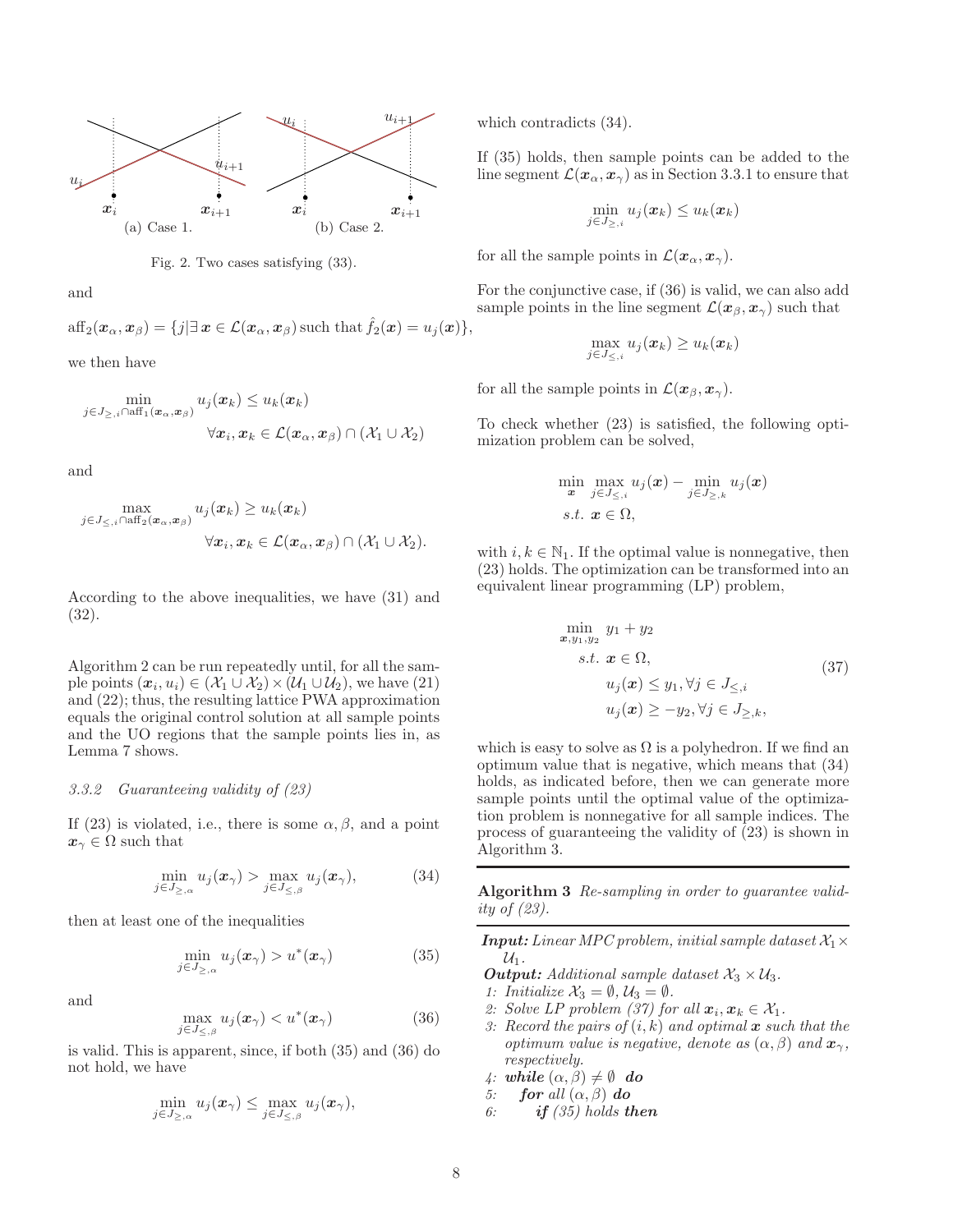Fig. 2. Two cases satisfying (33).

and

$$\text{aff}_2(\boldsymbol{x}_\alpha, \boldsymbol{x}_\beta) = \{j | \exists\, \boldsymbol{x} \in \mathcal{L}(\boldsymbol{x}_\alpha, \boldsymbol{x}_\beta) \text{ such that } \hat{f}_2(\boldsymbol{x}) = u_j(\boldsymbol{x})\},$$

we then have

$$\min_{j \in J_{\geq,i} \cap \text{aff}_1(\boldsymbol{x}_\alpha, \boldsymbol{x}_\beta)} u_j(\boldsymbol{x}_k) \leq u_k(\boldsymbol{x}_k)$$
$$\forall \boldsymbol{x}_i, \boldsymbol{x}_k \in \mathcal{L}(\boldsymbol{x}_\alpha, \boldsymbol{x}_\beta) \cap (\mathcal{X}_1 \cup \mathcal{X}_2)$$

and

$$\max_{j \in J_{\leq,i} \cap \text{aff}_2(\boldsymbol{x}_\alpha, \boldsymbol{x}_\beta)} u_j(\boldsymbol{x}_k) \geq u_k(\boldsymbol{x}_k)$$
$$\forall \boldsymbol{x}_i, \boldsymbol{x}_k \in \mathcal{L}(\boldsymbol{x}_\alpha, \boldsymbol{x}_\beta) \cap (\mathcal{X}_1 \cup \mathcal{X}_2).$$

According to the above inequalities, we have (31) and (32).

Algorithm 2 can be run repeatedly until, for all the sample points $(\boldsymbol{x}_i, u_i) \in (\mathcal{X}_1 \cup \mathcal{X}_2) \times (\mathcal{U}_1 \cup \mathcal{U}_2)$, we have (21) and (22); thus, the resulting lattice PWA approximation equals the original control solution at all sample points and the UO regions that the sample points lies in, as Lemma 7 shows.

*3.3.2 Guaranteeing validity of (23)*

If (23) is violated, i.e., there is some $\alpha, \beta$, and a point $\boldsymbol{x}_\gamma \in \Omega$ such that

$$\min_{j \in J_{\geq,\alpha}} u_j(\boldsymbol{x}_\gamma) > \max_{j \in J_{\leq,\beta}} u_j(\boldsymbol{x}_\gamma), \tag{34}$$

then at least one of the inequalities

$$\min_{j \in J_{\geq,\alpha}} u_j(\boldsymbol{x}_\gamma) > u^*(\boldsymbol{x}_\gamma) \tag{35}$$

and

$$\max_{j \in J_{\leq,\beta}} u_j(\boldsymbol{x}_\gamma) < u^*(\boldsymbol{x}_\gamma) \tag{36}$$

is valid. This is apparent, since, if both (35) and (36) do not hold, we have

$$\min_{j \in J_{\geq,\alpha}} u_j(\boldsymbol{x}_\gamma) \leq \max_{j \in J_{\leq,\beta}} u_j(\boldsymbol{x}_\gamma),$$

which contradicts (34).

If (35) holds, then sample points can be added to the line segment $\mathcal{L}(\boldsymbol{x}_\alpha, \boldsymbol{x}_\gamma)$ as in Section 3.3.1 to ensure that

$$\min_{j \in J_{\geq,i}} u_j(\boldsymbol{x}_k) \leq u_k(\boldsymbol{x}_k)$$

for all the sample points in $\mathcal{L}(\boldsymbol{x}_\alpha, \boldsymbol{x}_\gamma)$.

For the conjunctive case, if (36) is valid, we can also add sample points in the line segment $\mathcal{L}(\boldsymbol{x}_\beta, \boldsymbol{x}_\gamma)$ such that

$$\max_{j \in J_{\leq,i}} u_j(\boldsymbol{x}_k) \geq u_k(\boldsymbol{x}_k)$$

for all the sample points in $\mathcal{L}(\boldsymbol{x}_\beta, \boldsymbol{x}_\gamma)$.

To check whether (23) is satisfied, the following optimization problem can be solved,

$$\begin{aligned}
\min_{\boldsymbol{x}} \; & \max_{j \in J_{\leq,i}} u_j(\boldsymbol{x}) - \min_{j \in J_{\geq,k}} u_j(\boldsymbol{x}) \\
s.t. \; & \boldsymbol{x} \in \Omega,
\end{aligned}$$

with $i, k \in \mathbb{N}_1$. If the optimal value is nonnegative, then (23) holds. The optimization can be transformed into an equivalent linear programming (LP) problem,

$$\begin{aligned}
\min_{\boldsymbol{x}, y_1, y_2} \; & y_1 + y_2 \\
s.t. \; & \boldsymbol{x} \in \Omega, \\
& u_j(\boldsymbol{x}) \leq y_1, \forall j \in J_{\leq,i} \\
& u_j(\boldsymbol{x}) \geq -y_2, \forall j \in J_{\geq,k},
\end{aligned} \tag{37}$$

which is easy to solve as $\Omega$ is a polyhedron. If we find an optimum value that is negative, then means that (34) holds, as indicated before, then we can generate more sample points until the optimal value of the optimization problem is nonnegative for all sample indices. The process of guaranteeing the validity of (23) is shown in Algorithm 3.

---

**Algorithm 3** *Re-sampling in order to guarantee validity of (23).*

---

***Input:*** *Linear MPC problem, initial sample dataset* $\mathcal{X}_1 \times \mathcal{U}_1$.
***Output:*** *Additional sample dataset* $\mathcal{X}_3 \times \mathcal{U}_3$.
*1: Initialize* $\mathcal{X}_3 = \emptyset, \mathcal{U}_3 = \emptyset$.
*2: Solve LP problem (37) for all* $\boldsymbol{x}_i, \boldsymbol{x}_k \in \mathcal{X}_1$.
*3: Record the pairs of* $(i, k)$ *and optimal* $\boldsymbol{x}$ *such that the optimum value is negative, denote as* $(\alpha, \beta)$ *and* $\boldsymbol{x}_\gamma$*, respectively.*
*4:* ***while*** $(\alpha, \beta) \neq \emptyset$ ***do***
*5:* ***for*** *all* $(\alpha, \beta)$ ***do***
*6:* ***if*** *(35) holds* ***then***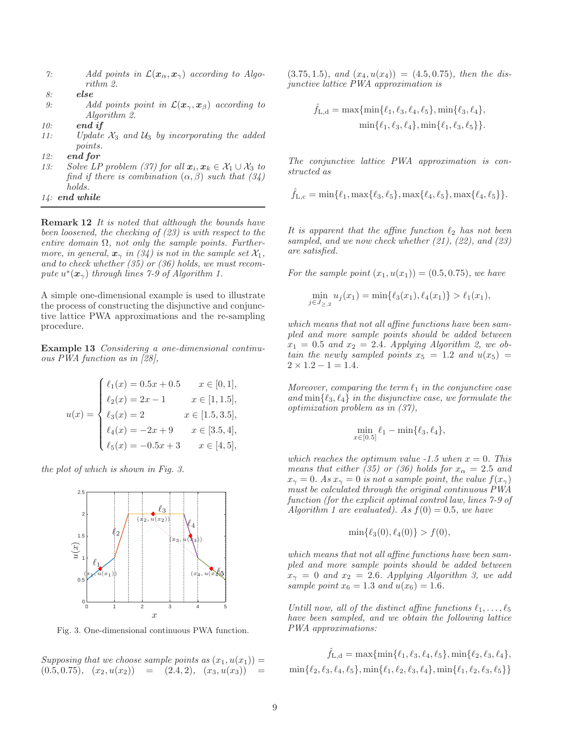7: Add points in $\mathcal{L}(\boldsymbol{x}_\alpha, \boldsymbol{x}_\gamma)$ according to Algorithm 2.
8: **else**
9: Add points point in $\mathcal{L}(\boldsymbol{x}_\gamma, \boldsymbol{x}_\beta)$ according to Algorithm 2.
10: **end if**
11: Update $\mathcal{X}_3$ and $\mathcal{U}_3$ by incorporating the added points.
12: **end for**
13: Solve LP problem (37) for all $\boldsymbol{x}_i, \boldsymbol{x}_k \in \mathcal{X}_1 \cup \mathcal{X}_3$ to find if there is combination $(\alpha, \beta)$ such that (34) holds.
14: **end while**

**Remark 12** *It is noted that although the bounds have been loosened, the checking of (23) is with respect to the entire domain $\Omega$, not only the sample points. Furthermore, in general, $\boldsymbol{x}_\gamma$ in (34) is not in the sample set $\mathcal{X}_1$, and to check whether (35) or (36) holds, we must recompute $u^*(\boldsymbol{x}_\gamma)$ through lines 7-9 of Algorithm 1.*

A simple one-dimensional example is used to illustrate the process of constructing the disjunctive and conjunctive lattice PWA approximations and the re-sampling procedure.

**Example 13** *Considering a one-dimensional continuous PWA function as in [28],*

$$
u(x) = \begin{cases} \ell_1(x) = 0.5x + 0.5 & x \in [0, 1], \\ \ell_2(x) = 2x - 1 & x \in [1, 1.5], \\ \ell_3(x) = 2 & x \in [1.5, 3.5], \\ \ell_4(x) = -2x + 9 & x \in [3.5, 4], \\ \ell_5(x) = -0.5x + 3 & x \in [4, 5], \end{cases}
$$

*the plot of which is shown in Fig. 3.*

Fig. 3. One-dimensional continuous PWA function.

*Supposing that we choose sample points as $(x_1, u(x_1)) = (0.5, 0.75)$, $(x_2, u(x_2)) = (2.4, 2)$, $(x_3, u(x_3)) = (3.75, 1.5)$, and $(x_4, u(x_4)) = (4.5, 0.75)$, then the disjunctive lattice PWA approximation is*

$$
\hat{f}_{\mathrm{L,d}} = \max\{\min\{\ell_1, \ell_3, \ell_4, \ell_5\}, \min\{\ell_3, \ell_4\}, \min\{\ell_1, \ell_3, \ell_4\}, \min\{\ell_1, \ell_3, \ell_5\}\}.
$$

*The conjunctive lattice PWA approximation is constructed as*

$$
\hat{f}_{\mathrm{L,c}} = \min\{\ell_1, \max\{\ell_3, \ell_5\}, \max\{\ell_4, \ell_5\}, \max\{\ell_4, \ell_5\}\}.
$$

*It is apparent that the affine function $\ell_2$ has not been sampled, and we now check whether (21), (22), and (23) are satisfied.*

*For the sample point $(x_1, u(x_1)) = (0.5, 0.75)$, we have*

$$
\min_{j \in J_{\geq,2}} u_j(x_1) = \min\{\ell_3(x_1), \ell_4(x_1)\} > \ell_1(x_1),
$$

*which means that not all affine functions have been sampled and more sample points should be added between $x_1 = 0.5$ and $x_2 = 2.4$. Applying Algorithm 2, we obtain the newly sampled points $x_5 = 1.2$ and $u(x_5) = 2 \times 1.2 - 1 = 1.4$.*

*Moreover, comparing the term $\ell_1$ in the conjunctive case and $\min\{\ell_3, \ell_4\}$ in the disjunctive case, we formulate the optimization problem as in (37),*

$$
\min_{x \in [0.5]} \ell_1 - \min\{\ell_3, \ell_4\},
$$

*which reaches the optimum value -1.5 when $x = 0$. This means that either (35) or (36) holds for $x_\alpha = 2.5$ and $x_\gamma = 0$. As $x_\gamma = 0$ is not a sample point, the value $f(x_\gamma)$ must be calculated through the original continuous PWA function (for the explicit optimal control law, lines 7-9 of Algorithm 1 are evaluated). As $f(0) = 0.5$, we have*

$$
\min\{\ell_3(0), \ell_4(0)\} > f(0),
$$

*which means that not all affine functions have been sampled and more sample points should be added between $x_\gamma = 0$ and $x_2 = 2.6$. Applying Algorithm 3, we add sample point $x_6 = 1.3$ and $u(x_6) = 1.6$.*

*Untill now, all of the distinct affine functions $\ell_1, \ldots, \ell_5$ have been sampled, and we obtain the following lattice PWA approximations:*

$$
\hat{f}_{\mathrm{L,d}} = \max\{\min\{\ell_1, \ell_3, \ell_4, \ell_5\}, \min\{\ell_2, \ell_3, \ell_4\}, \min\{\ell_2, \ell_3, \ell_4, \ell_5\}, \min\{\ell_1, \ell_2, \ell_3, \ell_4\}, \min\{\ell_1, \ell_2, \ell_3, \ell_5\}\}
$$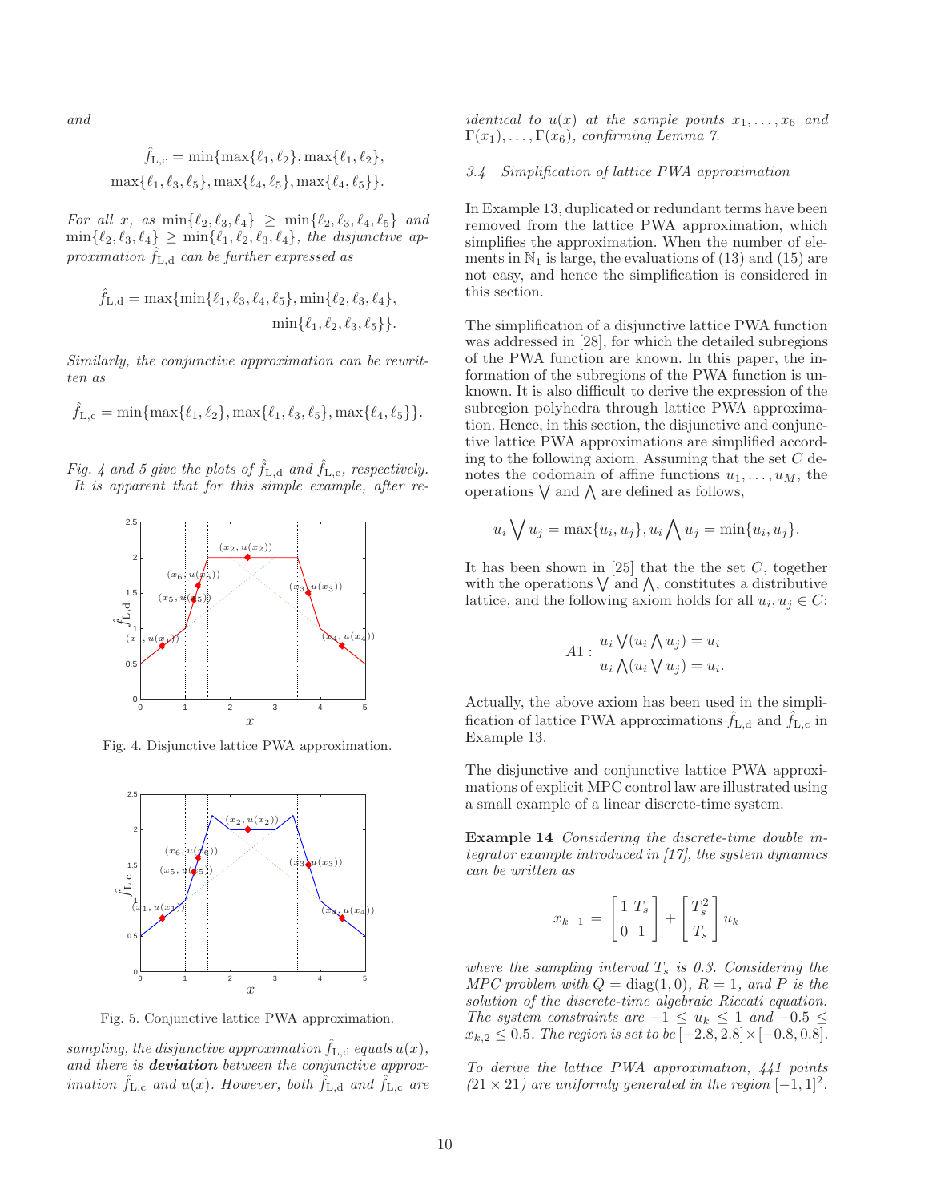*and*

$$\hat{f}_{\mathrm{L,c}} = \min\{\max\{\ell_1, \ell_2\}, \max\{\ell_1, \ell_2\},$$
$$\max\{\ell_1, \ell_3, \ell_5\}, \max\{\ell_4, \ell_5\}, \max\{\ell_4, \ell_5\}\}.$$

*For all $x$, as $\min\{\ell_2, \ell_3, \ell_4\} \geq \min\{\ell_2, \ell_3, \ell_4, \ell_5\}$ and $\min\{\ell_2, \ell_3, \ell_4\} \geq \min\{\ell_1, \ell_2, \ell_3, \ell_4\}$, the disjunctive approximation $\hat{f}_{\mathrm{L,d}}$ can be further expressed as*

$$\hat{f}_{\mathrm{L,d}} = \max\{\min\{\ell_1, \ell_3, \ell_4, \ell_5\}, \min\{\ell_2, \ell_3, \ell_4\},$$
$$\min\{\ell_1, \ell_2, \ell_3, \ell_5\}\}.$$

*Similarly, the conjunctive approximation can be rewritten as*

$$\hat{f}_{\mathrm{L,c}} = \min\{\max\{\ell_1, \ell_2\}, \max\{\ell_1, \ell_3, \ell_5\}, \max\{\ell_4, \ell_5\}\}.$$

*Fig. 4 and 5 give the plots of $\hat{f}_{\mathrm{L,d}}$ and $\hat{f}_{\mathrm{L,c}}$, respectively. It is apparent that for this simple example, after re-sampling, the disjunctive approximation $\hat{f}_{\mathrm{L,d}}$ equals $u(x)$, and there is **deviation** between the conjunctive approximation $\hat{f}_{\mathrm{L,c}}$ and $u(x)$. However, both $\hat{f}_{\mathrm{L,d}}$ and $\hat{f}_{\mathrm{L,c}}$ are identical to $u(x)$ at the sample points $x_1, \ldots, x_6$ and $\Gamma(x_1), \ldots, \Gamma(x_6)$, confirming Lemma 7.*

Fig. 4. Disjunctive lattice PWA approximation.

Fig. 5. Conjunctive lattice PWA approximation.

### *3.4 Simplification of lattice PWA approximation*

In Example 13, duplicated or redundant terms have been removed from the lattice PWA approximation, which simplifies the approximation. When the number of elements in $\mathbb{N}_1$ is large, the evaluations of (13) and (15) are not easy, and hence the simplification is considered in this section.

The simplification of a disjunctive lattice PWA function was addressed in [28], for which the detailed subregions of the PWA function are known. In this paper, the information of the subregions of the PWA function is unknown. It is also difficult to derive the expression of the subregion polyhedra through lattice PWA approximation. Hence, in this section, the disjunctive and conjunctive lattice PWA approximations are simplified according to the following axiom. Assuming that the set $C$ denotes the codomain of affine functions $u_1, \ldots, u_M$, the operations $\bigvee$ and $\bigwedge$ are defined as follows,

$$u_i \bigvee u_j = \max\{u_i, u_j\}, u_i \bigwedge u_j = \min\{u_i, u_j\}.$$

It has been shown in [25] that the the set $C$, together with the operations $\bigvee$ and $\bigwedge$, constitutes a distributive lattice, and the following axiom holds for all $u_i, u_j \in C$:

$$A1: \begin{array}{l} u_i \bigvee (u_i \bigwedge u_j) = u_i \\ u_i \bigwedge (u_i \bigvee u_j) = u_i. \end{array}$$

Actually, the above axiom has been used in the simplification of lattice PWA approximations $\hat{f}_{\mathrm{L,d}}$ and $\hat{f}_{\mathrm{L,c}}$ in Example 13.

The disjunctive and conjunctive lattice PWA approximations of explicit MPC control law are illustrated using a small example of a linear discrete-time system.

**Example 14** *Considering the discrete-time double integrator example introduced in [17], the system dynamics can be written as*

$$x_{k+1} = \begin{bmatrix} 1 & T_s \\ 0 & 1 \end{bmatrix} + \begin{bmatrix} T_s^2 \\ T_s \end{bmatrix} u_k$$

*where the sampling interval $T_s$ is 0.3. Considering the MPC problem with $Q = \mathrm{diag}(1, 0)$, $R = 1$, and $P$ is the solution of the discrete-time algebraic Riccati equation. The system constraints are $-1 \leq u_k \leq 1$ and $-0.5 \leq x_{k,2} \leq 0.5$. The region is set to be $[-2.8, 2.8] \times [-0.8, 0.8]$.*

*To derive the lattice PWA approximation, 441 points ($21 \times 21$) are uniformly generated in the region $[-1, 1]^2$.*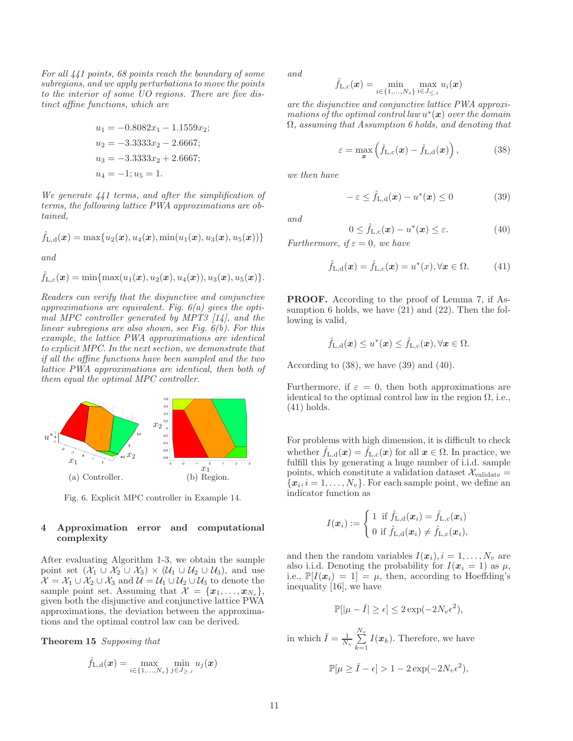*For all 441 points, 68 points reach the boundary of some subregions, and we apply perturbations to move the points to the interior of some UO regions. There are five distinct affine functions, which are*

$$u_1 = -0.8082x_1 - 1.1559x_2;$$
$$u_2 = -3.3333x_2 - 2.6667;$$
$$u_3 = -3.3333x_2 + 2.6667;$$
$$u_4 = -1; u_5 = 1.$$

*We generate 441 terms, and after the simplification of terms, the following lattice PWA approximations are obtained,*

$$\hat{f}_{\mathrm{L,d}}(\boldsymbol{x}) = \max\{u_2(\boldsymbol{x}), u_4(\boldsymbol{x}), \min(u_1(\boldsymbol{x}), u_3(\boldsymbol{x}), u_5(\boldsymbol{x}))\}$$

*and*

$$\hat{f}_{\mathrm{L,c}}(\boldsymbol{x}) = \min\{\max(u_1(\boldsymbol{x}), u_2(\boldsymbol{x}), u_4(\boldsymbol{x})), u_3(\boldsymbol{x}), u_5(\boldsymbol{x})\}.$$

*Readers can verify that the disjunctive and conjunctive approximations are equivalent. Fig. 6(a) gives the optimal MPC controller generated by MPT3 [14], and the linear subregions are also shown, see Fig. 6(b). For this example, the lattice PWA approximations are identical to explicit MPC. In the next section, we demonstrate that if all the affine functions have been sampled and the two lattice PWA approximations are identical, then both of them equal the optimal MPC controller.*

(a) Controller. (b) Region.

Fig. 6. Explicit MPC controller in Example 14.

## 4 Approximation error and computational complexity

After evaluating Algorithm 1-3, we obtain the sample point set $(\mathcal{X}_1 \cup \mathcal{X}_2 \cup \mathcal{X}_3) \times (\mathcal{U}_1 \cup \mathcal{U}_2 \cup \mathcal{U}_3)$, and use $\mathcal{X} = \mathcal{X}_1 \cup \mathcal{X}_2 \cup \mathcal{X}_3$ and $\mathcal{U} = \mathcal{U}_1 \cup \mathcal{U}_2 \cup \mathcal{U}_3$ to denote the sample point set. Assuming that $\mathcal{X} = \{\boldsymbol{x}_1, \ldots, \boldsymbol{x}_{N_s}\}$, given both the disjunctive and conjunctive lattice PWA approximations, the deviation between the approximations and the optimal control law can be derived.

**Theorem 15** *Supposing that*

$$\hat{f}_{\mathrm{L,d}}(\boldsymbol{x}) = \max_{i \in \{1,\ldots,N_s\}} \min_{j \in J_{\geq,i}} u_j(\boldsymbol{x})$$

*and*

$$\hat{f}_{\mathrm{L,c}}(\boldsymbol{x}) = \min_{i \in \{1,\ldots,N_s\}} \max_{i \in J_{\leq,i}} u_i(\boldsymbol{x})$$

*are the disjunctive and conjunctive lattice PWA approximations of the optimal control law $u^*(\boldsymbol{x})$ over the domain $\Omega$, assuming that Assumption 6 holds, and denoting that*

$$\varepsilon = \max_{\boldsymbol{x}} \left( \hat{f}_{\mathrm{L,c}}(\boldsymbol{x}) - \hat{f}_{\mathrm{L,d}}(\boldsymbol{x}) \right), \tag{38}$$

*we then have*

$$-\varepsilon \leq \hat{f}_{\mathrm{L,d}}(\boldsymbol{x}) - u^*(\boldsymbol{x}) \leq 0 \tag{39}$$

*and*

$$0 \leq \hat{f}_{\mathrm{L,c}}(\boldsymbol{x}) - u^*(\boldsymbol{x}) \leq \varepsilon. \tag{40}$$

*Furthermore, if $\varepsilon = 0$, we have*

$$\hat{f}_{\mathrm{L,d}}(\boldsymbol{x}) = \hat{f}_{\mathrm{L,c}}(\boldsymbol{x}) = u^*(x), \forall \boldsymbol{x} \in \Omega. \tag{41}$$

**PROOF.** According to the proof of Lemma 7, if Assumption 6 holds, we have (21) and (22). Then the following is valid,

$$\hat{f}_{\mathrm{L,d}}(\boldsymbol{x}) \leq u^*(\boldsymbol{x}) \leq \hat{f}_{\mathrm{L,c}}(\boldsymbol{x}), \forall \boldsymbol{x} \in \Omega.$$

According to (38), we have (39) and (40).

Furthermore, if $\varepsilon = 0$, then both approximations are identical to the optimal control law in the region $\Omega$, i.e., (41) holds.

For problems with high dimension, it is difficult to check whether $\hat{f}_{\mathrm{L,d}}(\boldsymbol{x}) = \hat{f}_{\mathrm{L,c}}(\boldsymbol{x})$ for all $\boldsymbol{x} \in \Omega$. In practice, we fulfill this by generating a huge number of i.i.d. sample points, which constitute a validation dataset $\mathcal{X}_{\text{validate}} = \{\boldsymbol{x}_i, i = 1, \ldots, N_v\}$. For each sample point, we define an indicator function as

$$I(\boldsymbol{x}_i) := \begin{cases} 1 & \text{if } \hat{f}_{\mathrm{L,d}}(\boldsymbol{x}_i) = \hat{f}_{\mathrm{L,c}}(\boldsymbol{x}_i) \\ 0 & \text{if } \hat{f}_{\mathrm{L,d}}(\boldsymbol{x}_i) \neq \hat{f}_{\mathrm{L,c}}(\boldsymbol{x}_i), \end{cases}$$

and then the random variables $I(\boldsymbol{x}_i), i = 1, \ldots, N_v$ are also i.i.d. Denoting the probability for $I(\boldsymbol{x}_i = 1)$ as $\mu$, i.e., $\mathbb{P}[I(\boldsymbol{x}_i) = 1] = \mu$, then, according to Hoeffding's inequality [16], we have

$$\mathbb{P}[|\mu - \bar{I}| \geq \epsilon] \leq 2\exp(-2N_v\epsilon^2),$$

in which $\bar{I} = \frac{1}{N_v}\sum_{k=1}^{N_v} I(\boldsymbol{x}_k)$. Therefore, we have

$$\mathbb{P}[\mu \geq \bar{I} - \epsilon] > 1 - 2\exp(-2N_v\epsilon^2),$$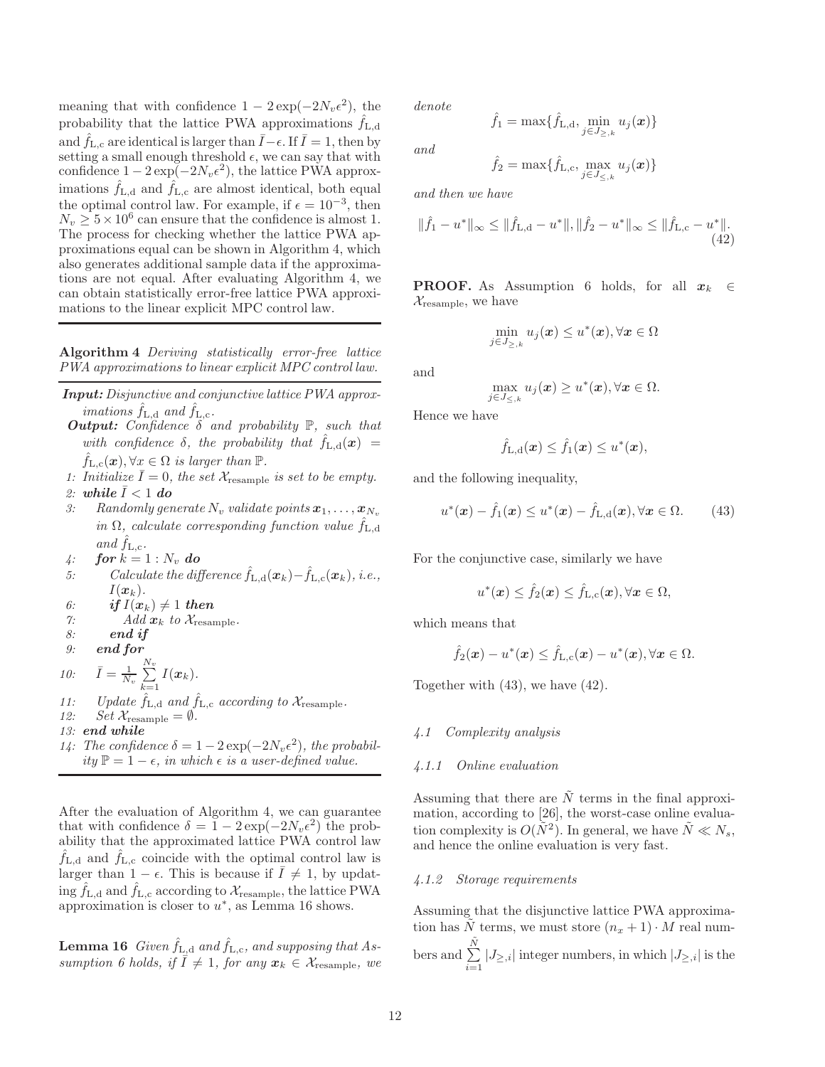meaning that with confidence $1 - 2\exp(-2N_v\epsilon^2)$, the probability that the lattice PWA approximations $\hat{f}_{\mathrm{L,d}}$ and $\hat{f}_{\mathrm{L,c}}$ are identical is larger than $\bar{I} - \epsilon$. If $\bar{I} = 1$, then by setting a small enough threshold $\epsilon$, we can say that with confidence $1 - 2\exp(-2N_v\epsilon^2)$, the lattice PWA approximations $\hat{f}_{\mathrm{L,d}}$ and $\hat{f}_{\mathrm{L,c}}$ are almost identical, both equal the optimal control law. For example, if $\epsilon = 10^{-3}$, then $N_v \geq 5 \times 10^6$ can ensure that the confidence is almost 1. The process for checking whether the lattice PWA approximations equal can be shown in Algorithm 4, which also generates additional sample data if the approximations are not equal. After evaluating Algorithm 4, we can obtain statistically error-free lattice PWA approximations to the linear explicit MPC control law.

---

**Algorithm 4** *Deriving statistically error-free lattice PWA approximations to linear explicit MPC control law.*

---

***Input:*** *Disjunctive and conjunctive lattice PWA approximations $\hat{f}_{\mathrm{L,d}}$ and $\hat{f}_{\mathrm{L,c}}$.*

***Output:*** *Confidence $\delta$ and probability $\mathbb{P}$, such that with confidence $\delta$, the probability that $\hat{f}_{\mathrm{L,d}}(\boldsymbol{x}) = \hat{f}_{\mathrm{L,c}}(\boldsymbol{x}), \forall x \in \Omega$ is larger than $\mathbb{P}$.*

1: *Initialize $\bar{I} = 0$, the set $\mathcal{X}_{\mathrm{resample}}$ is set to be empty.*
2: ***while*** $\bar{I} < 1$ ***do***
3: *Randomly generate $N_v$ validate points $\boldsymbol{x}_1, \ldots, \boldsymbol{x}_{N_v}$ in $\Omega$, calculate corresponding function value $\hat{f}_{\mathrm{L,d}}$ and $\hat{f}_{\mathrm{L,c}}$.*
4: ***for*** $k = 1 : N_v$ ***do***
5: *Calculate the difference $\hat{f}_{\mathrm{L,d}}(\boldsymbol{x}_k) - \hat{f}_{\mathrm{L,c}}(\boldsymbol{x}_k)$, i.e., $I(\boldsymbol{x}_k)$.*
6: ***if*** $I(\boldsymbol{x}_k) \neq 1$ ***then***
7: *Add $\boldsymbol{x}_k$ to $\mathcal{X}_{\mathrm{resample}}$.*
8: ***end if***
9: ***end for***
10: $\bar{I} = \frac{1}{N_v} \sum_{k=1}^{N_v} I(\boldsymbol{x}_k)$.
11: *Update $\hat{f}_{\mathrm{L,d}}$ and $\hat{f}_{\mathrm{L,c}}$ according to $\mathcal{X}_{\mathrm{resample}}$.*
12: *Set $\mathcal{X}_{\mathrm{resample}} = \emptyset$.*
13: ***end while***
14: *The confidence $\delta = 1 - 2\exp(-2N_v\epsilon^2)$, the probability $\mathbb{P} = 1 - \epsilon$, in which $\epsilon$ is a user-defined value.*

---

After the evaluation of Algorithm 4, we can guarantee that with confidence $\delta = 1 - 2\exp(-2N_v\epsilon^2)$ the probability that the approximated lattice PWA control law $\hat{f}_{\mathrm{L,d}}$ and $\hat{f}_{\mathrm{L,c}}$ coincide with the optimal control law is larger than $1 - \epsilon$. This is because if $\bar{I} \neq 1$, by updating $\hat{f}_{\mathrm{L,d}}$ and $\hat{f}_{\mathrm{L,c}}$ according to $\mathcal{X}_{\mathrm{resample}}$, the lattice PWA approximation is closer to $u^*$, as Lemma 16 shows.

**Lemma 16** *Given $\hat{f}_{\mathrm{L,d}}$ and $\hat{f}_{\mathrm{L,c}}$, and supposing that Assumption 6 holds, if $\bar{I} \neq 1$, for any $\boldsymbol{x}_k \in \mathcal{X}_{\mathrm{resample}}$, we denote*

$$\hat{f}_1 = \max\{\hat{f}_{\mathrm{L,d}}, \min_{j \in J_{\geq,k}} u_j(\boldsymbol{x})\}$$

*and*

$$\hat{f}_2 = \max\{\hat{f}_{\mathrm{L,c}}, \max_{j \in J_{\leq,k}} u_j(\boldsymbol{x})\}$$

*and then we have*

$$\|\hat{f}_1 - u^*\|_\infty \leq \|\hat{f}_{\mathrm{L,d}} - u^*\|, \|\hat{f}_2 - u^*\|_\infty \leq \|\hat{f}_{\mathrm{L,c}} - u^*\|. \tag{42}$$

**PROOF.** As Assumption 6 holds, for all $\boldsymbol{x}_k \in \mathcal{X}_{\mathrm{resample}}$, we have

$$\min_{j \in J_{\geq,k}} u_j(\boldsymbol{x}) \leq u^*(\boldsymbol{x}), \forall \boldsymbol{x} \in \Omega$$

and

$$\max_{j \in J_{\leq,k}} u_j(\boldsymbol{x}) \geq u^*(\boldsymbol{x}), \forall \boldsymbol{x} \in \Omega.$$

Hence we have

$$\hat{f}_{\mathrm{L,d}}(\boldsymbol{x}) \leq \hat{f}_1(\boldsymbol{x}) \leq u^*(\boldsymbol{x}),$$

and the following inequality,

$$u^*(\boldsymbol{x}) - \hat{f}_1(\boldsymbol{x}) \leq u^*(\boldsymbol{x}) - \hat{f}_{\mathrm{L,d}}(\boldsymbol{x}), \forall \boldsymbol{x} \in \Omega. \tag{43}$$

For the conjunctive case, similarly we have

$$u^*(\boldsymbol{x}) \leq \hat{f}_2(\boldsymbol{x}) \leq \hat{f}_{\mathrm{L,c}}(\boldsymbol{x}), \forall \boldsymbol{x} \in \Omega,$$

which means that

$$\hat{f}_2(\boldsymbol{x}) - u^*(\boldsymbol{x}) \leq \hat{f}_{\mathrm{L,c}}(\boldsymbol{x}) - u^*(\boldsymbol{x}), \forall \boldsymbol{x} \in \Omega.$$

Together with (43), we have (42).

### *4.1 Complexity analysis*

#### *4.1.1 Online evaluation*

Assuming that there are $\tilde{N}$ terms in the final approximation, according to [26], the worst-case online evaluation complexity is $O(\tilde{N}^2)$. In general, we have $\tilde{N} \ll N_s$, and hence the online evaluation is very fast.

#### *4.1.2 Storage requirements*

Assuming that the disjunctive lattice PWA approximation has $\tilde{N}$ terms, we must store $(n_x + 1) \cdot M$ real numbers and $\sum_{i=1}^{\tilde{N}} |J_{\geq,i}|$ integer numbers, in which $|J_{\geq,i}|$ is the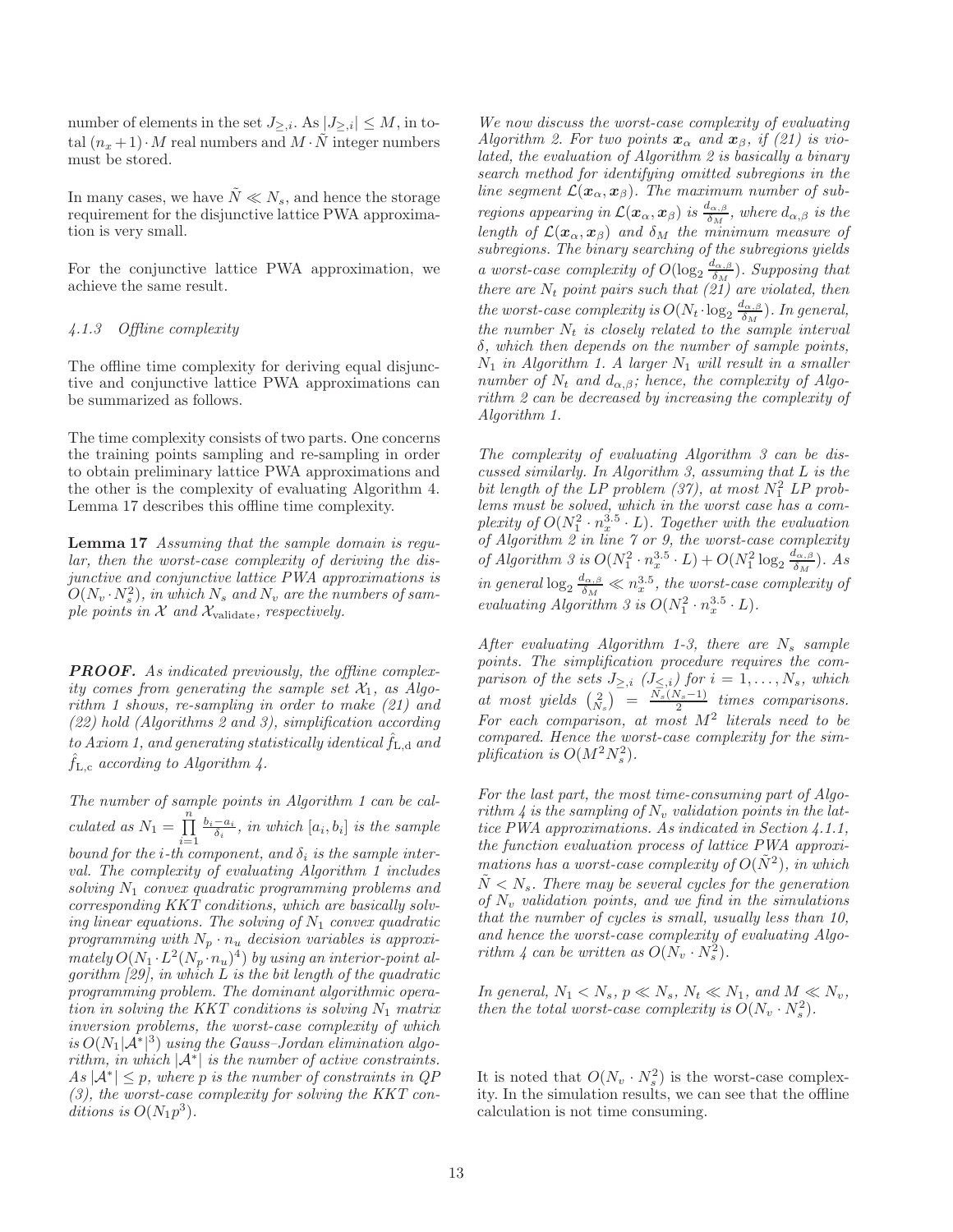number of elements in the set $J_{\geq,i}$. As $|J_{\geq,i}| \leq M$, in total $(n_x+1) \cdot M$ real numbers and $M \cdot \tilde{N}$ integer numbers must be stored.

In many cases, we have $\tilde{N} \ll N_s$, and hence the storage requirement for the disjunctive lattice PWA approximation is very small.

For the conjunctive lattice PWA approximation, we achieve the same result.

#### 4.1.3 Offline complexity

The offline time complexity for deriving equal disjunctive and conjunctive lattice PWA approximations can be summarized as follows.

The time complexity consists of two parts. One concerns the training points sampling and re-sampling in order to obtain preliminary lattice PWA approximations and the other is the complexity of evaluating Algorithm 4. Lemma 17 describes this offline time complexity.

**Lemma 17** *Assuming that the sample domain is regular, then the worst-case complexity of deriving the disjunctive and conjunctive lattice PWA approximations is $O(N_v \cdot N_s^2)$, in which $N_s$ and $N_v$ are the numbers of sample points in $\mathcal{X}$ and $\mathcal{X}_{\text{validate}}$, respectively.*

***PROOF.*** *As indicated previously, the offline complexity comes from generating the sample set $\mathcal{X}_1$, as Algorithm 1 shows, re-sampling in order to make (21) and (22) hold (Algorithms 2 and 3), simplification according to Axiom 1, and generating statistically identical $\hat{f}_{\text{L,d}}$ and $\hat{f}_{\text{L,c}}$ according to Algorithm 4.*

*The number of sample points in Algorithm 1 can be calculated as $N_1 = \prod_{i=1}^{n} \frac{b_i - a_i}{\delta_i}$, in which $[a_i, b_i]$ is the sample bound for the $i$-th component, and $\delta_i$ is the sample interval. The complexity of evaluating Algorithm 1 includes solving $N_1$ convex quadratic programming problems and corresponding KKT conditions, which are basically solving linear equations. The solving of $N_1$ convex quadratic programming with $N_p \cdot n_u$ decision variables is approximately $O(N_1 \cdot L^2 (N_p \cdot n_u)^4)$ by using an interior-point algorithm [29], in which $L$ is the bit length of the quadratic programming problem. The dominant algorithmic operation in solving the KKT conditions is solving $N_1$ matrix inversion problems, the worst-case complexity of which is $O(N_1 |\mathcal{A}^*|^3)$ using the Gauss–Jordan elimination algorithm, in which $|\mathcal{A}^*|$ is the number of active constraints. As $|\mathcal{A}^*| \leq p$, where $p$ is the number of constraints in QP (3), the worst-case complexity for solving the KKT conditions is $O(N_1 p^3)$.*

*We now discuss the worst-case complexity of evaluating Algorithm 2. For two points $\boldsymbol{x}_\alpha$ and $\boldsymbol{x}_\beta$, if (21) is violated, the evaluation of Algorithm 2 is basically a binary search method for identifying omitted subregions in the line segment $\mathcal{L}(\boldsymbol{x}_\alpha, \boldsymbol{x}_\beta)$. The maximum number of subregions appearing in $\mathcal{L}(\boldsymbol{x}_\alpha, \boldsymbol{x}_\beta)$ is $\frac{d_{\alpha,\beta}}{\delta_M}$, where $d_{\alpha,\beta}$ is the length of $\mathcal{L}(\boldsymbol{x}_\alpha, \boldsymbol{x}_\beta)$ and $\delta_M$ the minimum measure of subregions. The binary searching of the subregions yields a worst-case complexity of $O(\log_2 \frac{d_{\alpha,\beta}}{\delta_M})$. Supposing that there are $N_t$ point pairs such that (21) are violated, then the worst-case complexity is $O(N_t \cdot \log_2 \frac{d_{\alpha,\beta}}{\delta_M})$. In general, the number $N_t$ is closely related to the sample interval $\delta$, which then depends on the number of sample points, $N_1$ in Algorithm 1. A larger $N_1$ will result in a smaller number of $N_t$ and $d_{\alpha,\beta}$; hence, the complexity of Algorithm 2 can be decreased by increasing the complexity of Algorithm 1.*

*The complexity of evaluating Algorithm 3 can be discussed similarly. In Algorithm 3, assuming that $L$ is the bit length of the LP problem (37), at most $N_1^2$ LP problems must be solved, which in the worst case has a complexity of $O(N_1^2 \cdot n_x^{3.5} \cdot L)$. Together with the evaluation of Algorithm 2 in line 7 or 9, the worst-case complexity of Algorithm 3 is $O(N_1^2 \cdot n_x^{3.5} \cdot L) + O(N_1^2 \log_2 \frac{d_{\alpha,\beta}}{\delta_M})$. As in general $\log_2 \frac{d_{\alpha,\beta}}{\delta_M} \ll n_x^{3.5}$, the worst-case complexity of evaluating Algorithm 3 is $O(N_1^2 \cdot n_x^{3.5} \cdot L)$.*

*After evaluating Algorithm 1-3, there are $N_s$ sample points. The simplification procedure requires the comparison of the sets $J_{\geq,i}$ ($J_{\leq,i}$) for $i = 1, \ldots, N_s$, which at most yields $\binom{2}{N_s} = \frac{N_s(N_s-1)}{2}$ times comparisons. For each comparison, at most $M^2$ literals need to be compared. Hence the worst-case complexity for the simplification is $O(M^2 N_s^2)$.*

*For the last part, the most time-consuming part of Algorithm 4 is the sampling of $N_v$ validation points in the lattice PWA approximations. As indicated in Section 4.1.1, the function evaluation process of lattice PWA approximations has a worst-case complexity of $O(\tilde{N}^2)$, in which $\tilde{N} < N_s$. There may be several cycles for the generation of $N_v$ validation points, and we find in the simulations that the number of cycles is small, usually less than 10, and hence the worst-case complexity of evaluating Algorithm 4 can be written as $O(N_v \cdot N_s^2)$.*

*In general, $N_1 < N_s$, $p \ll N_s$, $N_t \ll N_1$, and $M \ll N_v$, then the total worst-case complexity is $O(N_v \cdot N_s^2)$.*

It is noted that $O(N_v \cdot N_s^2)$ is the worst-case complexity. In the simulation results, we can see that the offline calculation is not time consuming.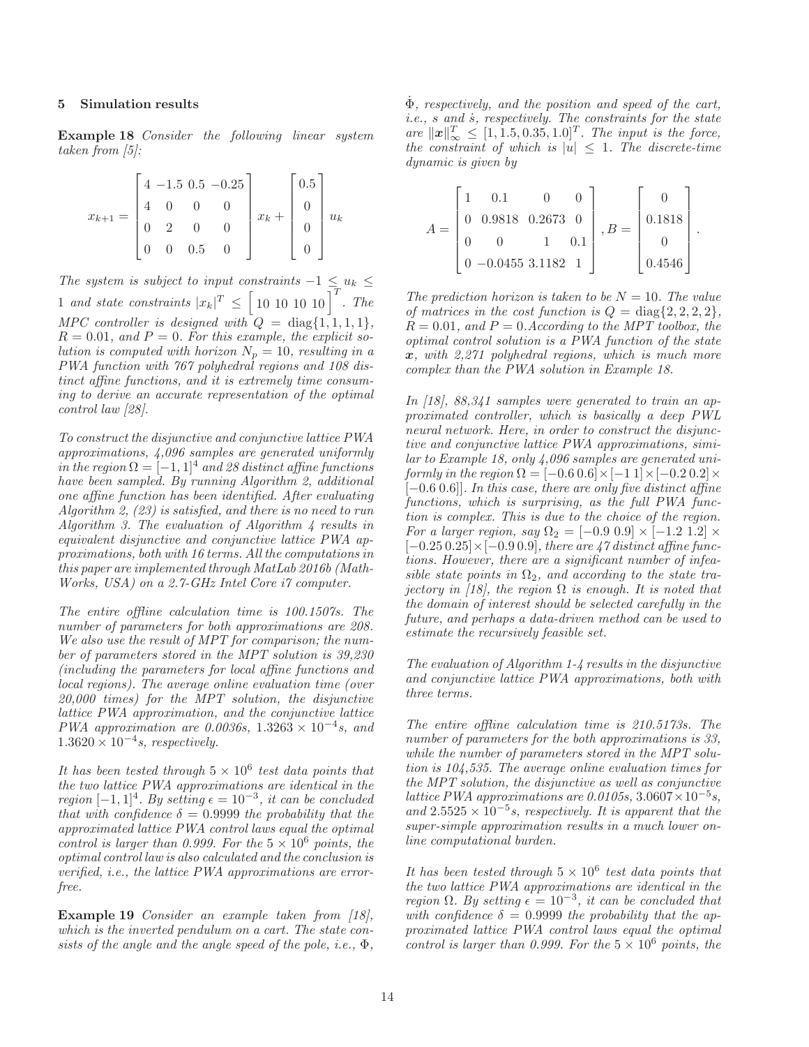## 5 Simulation results

**Example 18** *Consider the following linear system taken from [5]:*

$$x_{k+1} = \begin{bmatrix} 4 & -1.5 & 0.5 & -0.25 \\ 4 & 0 & 0 & 0 \\ 0 & 2 & 0 & 0 \\ 0 & 0 & 0.5 & 0 \end{bmatrix} x_k + \begin{bmatrix} 0.5 \\ 0 \\ 0 \\ 0 \end{bmatrix} u_k$$

*The system is subject to input constraints $-1 \leq u_k \leq 1$ and state constraints $|x_k|^T \leq \begin{bmatrix} 10 & 10 & 10 & 10 \end{bmatrix}^T$. The MPC controller is designed with $Q = \text{diag}\{1, 1, 1, 1\}$, $R = 0.01$, and $P = 0$. For this example, the explicit solution is computed with horizon $N_p = 10$, resulting in a PWA function with 767 polyhedral regions and 108 distinct affine functions, and it is extremely time consuming to derive an accurate representation of the optimal control law [28].*

*To construct the disjunctive and conjunctive lattice PWA approximations, 4,096 samples are generated uniformly in the region $\Omega = [-1, 1]^4$ and 28 distinct affine functions have been sampled. By running Algorithm 2, additional one affine function has been identified. After evaluating Algorithm 2, (23) is satisfied, and there is no need to run Algorithm 3. The evaluation of Algorithm 4 results in equivalent disjunctive and conjunctive lattice PWA approximations, both with 16 terms. All the computations in this paper are implemented through MatLab 2016b (MathWorks, USA) on a 2.7-GHz Intel Core i7 computer.*

*The entire offline calculation time is 100.1507s. The number of parameters for both approximations are 208. We also use the result of MPT for comparison; the number of parameters stored in the MPT solution is 39,230 (including the parameters for local affine functions and local regions). The average online evaluation time (over 20,000 times) for the MPT solution, the disjunctive lattice PWA approximation, and the conjunctive lattice PWA approximation are 0.0036s, $1.3263 \times 10^{-4}$s, and $1.3620 \times 10^{-4}$s, respectively.*

*It has been tested through $5 \times 10^6$ test data points that the two lattice PWA approximations are identical in the region $[-1, 1]^4$. By setting $\epsilon = 10^{-3}$, it can be concluded that with confidence $\delta = 0.9999$ the probability that the approximated lattice PWA control laws equal the optimal control is larger than 0.999. For the $5 \times 10^6$ points, the optimal control law is also calculated and the conclusion is verified, i.e., the lattice PWA approximations are error-free.*

**Example 19** *Consider an example taken from [18], which is the inverted pendulum on a cart. The state consists of the angle and the angle speed of the pole, i.e., $\Phi$, $\dot{\Phi}$, respectively, and the position and speed of the cart, i.e., $s$ and $\dot{s}$, respectively. The constraints for the state are $\|\boldsymbol{x}\|_\infty^T \leq [1, 1.5, 0.35, 1.0]^T$. The input is the force, the constraint of which is $|u| \leq 1$. The discrete-time dynamic is given by*

$$A = \begin{bmatrix} 1 & 0.1 & 0 & 0 \\ 0 & 0.9818 & 0.2673 & 0 \\ 0 & 0 & 1 & 0.1 \\ 0 & -0.0455 & 3.1182 & 1 \end{bmatrix}, B = \begin{bmatrix} 0 \\ 0.1818 \\ 0 \\ 0.4546 \end{bmatrix}.$$

*The prediction horizon is taken to be $N = 10$. The value of matrices in the cost function is $Q = \text{diag}\{2, 2, 2, 2\}$, $R = 0.01$, and $P = 0$. According to the MPT toolbox, the optimal control solution is a PWA function of the state $\boldsymbol{x}$, with 2,271 polyhedral regions, which is much more complex than the PWA solution in Example 18.*

*In [18], 88,341 samples were generated to train an approximated controller, which is basically a deep PWL neural network. Here, in order to construct the disjunctive and conjunctive lattice PWA approximations, similar to Example 18, only 4,096 samples are generated uniformly in the region $\Omega = [-0.6\ 0.6] \times [-1\ 1] \times [-0.2\ 0.2] \times [-0.6\ 0.6]$. In this case, there are only five distinct affine functions, which is surprising, as the full PWA function is complex. This is due to the choice of the region. For a larger region, say $\Omega_2 = [-0.9\ 0.9] \times [-1.2\ 1.2] \times [-0.25\ 0.25] \times [-0.9\ 0.9]$, there are 47 distinct affine functions. However, there are a significant number of infeasible state points in $\Omega_2$, and according to the state trajectory in [18], the region $\Omega$ is enough. It is noted that the domain of interest should be selected carefully in the future, and perhaps a data-driven method can be used to estimate the recursively feasible set.*

*The evaluation of Algorithm 1-4 results in the disjunctive and conjunctive lattice PWA approximations, both with three terms.*

*The entire offline calculation time is 210.5173s. The number of parameters for the both approximations is 33, while the number of parameters stored in the MPT solution is 104,535. The average online evaluation times for the MPT solution, the disjunctive as well as conjunctive lattice PWA approximations are 0.0105s, $3.0607 \times 10^{-5}$s, and $2.5525 \times 10^{-5}$s, respectively. It is apparent that the super-simple approximation results in a much lower online computational burden.*

*It has been tested through $5 \times 10^6$ test data points that the two lattice PWA approximations are identical in the region $\Omega$. By setting $\epsilon = 10^{-3}$, it can be concluded that with confidence $\delta = 0.9999$ the probability that the approximated lattice PWA control laws equal the optimal control is larger than 0.999. For the $5 \times 10^6$ points, the*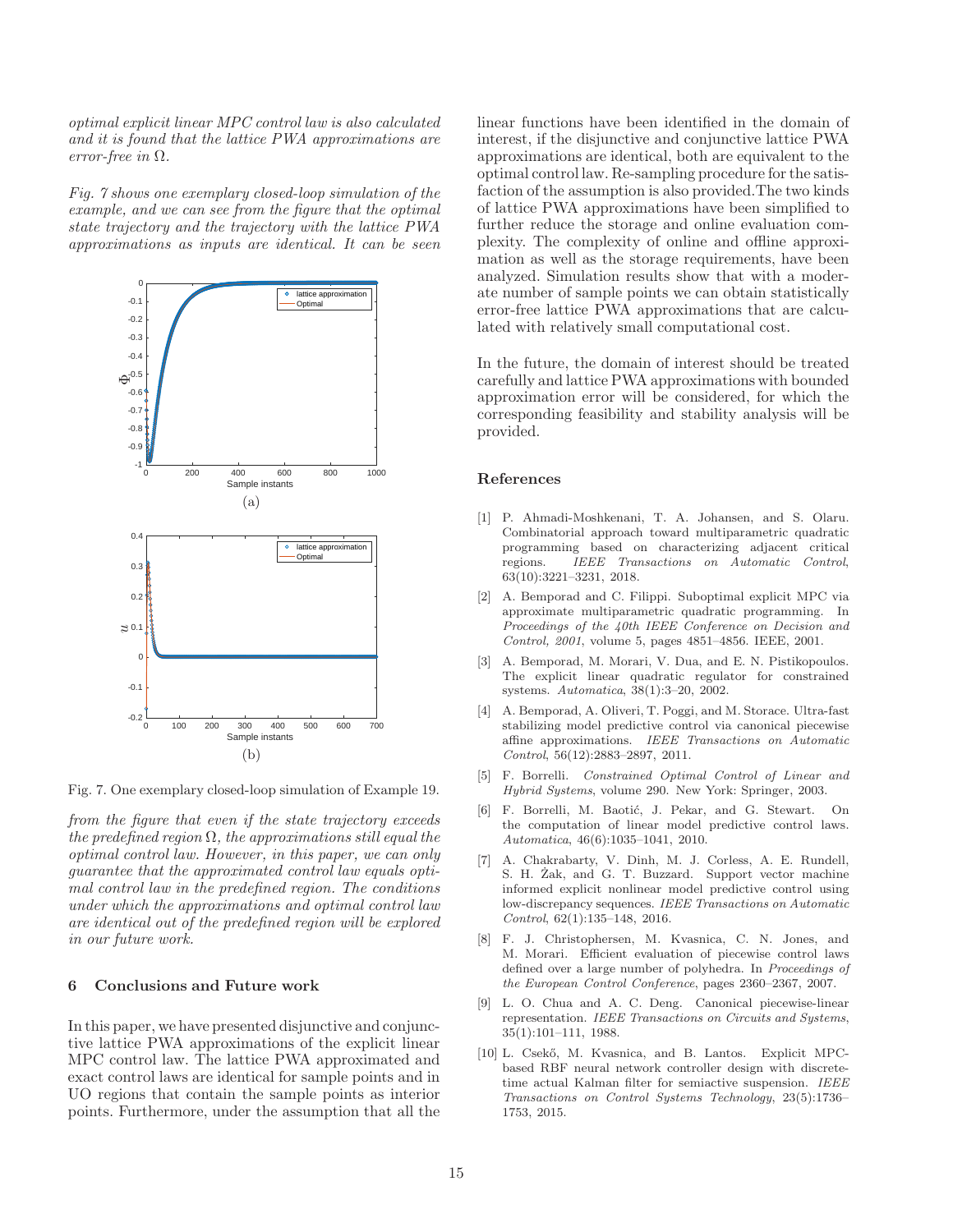*optimal explicit linear MPC control law is also calculated and it is found that the lattice PWA approximations are error-free in $\Omega$.*

*Fig. 7 shows one exemplary closed-loop simulation of the example, and we can see from the figure that the optimal state trajectory and the trajectory with the lattice PWA approximations as inputs are identical. It can be seen from the figure that even if the state trajectory exceeds the predefined region $\Omega$, the approximations still equal the optimal control law. However, in this paper, we can only guarantee that the approximated control law equals optimal control law in the predefined region. The conditions under which the approximations and optimal control law are identical out of the predefined region will be explored in our future work.*

Fig. 7. One exemplary closed-loop simulation of Example 19.

## 6 Conclusions and Future work

In this paper, we have presented disjunctive and conjunctive lattice PWA approximations of the explicit linear MPC control law. The lattice PWA approximated and exact control laws are identical for sample points and in UO regions that contain the sample points as interior points. Furthermore, under the assumption that all the linear functions have been identified in the domain of interest, if the disjunctive and conjunctive lattice PWA approximations are identical, both are equivalent to the optimal control law. Re-sampling procedure for the satisfaction of the assumption is also provided.The two kinds of lattice PWA approximations have been simplified to further reduce the storage and online evaluation complexity. The complexity of online and offline approximation as well as the storage requirements, have been analyzed. Simulation results show that with a moderate number of sample points we can obtain statistically error-free lattice PWA approximations that are calculated with relatively small computational cost.

In the future, the domain of interest should be treated carefully and lattice PWA approximations with bounded approximation error will be considered, for which the corresponding feasibility and stability analysis will be provided.

## References

[1] P. Ahmadi-Moshkenani, T. A. Johansen, and S. Olaru. Combinatorial approach toward multiparametric quadratic programming based on characterizing adjacent critical regions. *IEEE Transactions on Automatic Control*, 63(10):3221–3231, 2018.

[2] A. Bemporad and C. Filippi. Suboptimal explicit MPC via approximate multiparametric quadratic programming. In *Proceedings of the 40th IEEE Conference on Decision and Control, 2001*, volume 5, pages 4851–4856. IEEE, 2001.

[3] A. Bemporad, M. Morari, V. Dua, and E. N. Pistikopoulos. The explicit linear quadratic regulator for constrained systems. *Automatica*, 38(1):3–20, 2002.

[4] A. Bemporad, A. Oliveri, T. Poggi, and M. Storace. Ultra-fast stabilizing model predictive control via canonical piecewise affine approximations. *IEEE Transactions on Automatic Control*, 56(12):2883–2897, 2011.

[5] F. Borrelli. *Constrained Optimal Control of Linear and Hybrid Systems*, volume 290. New York: Springer, 2003.

[6] F. Borrelli, M. Baotić, J. Pekar, and G. Stewart. On the computation of linear model predictive control laws. *Automatica*, 46(6):1035–1041, 2010.

[7] A. Chakrabarty, V. Dinh, M. J. Corless, A. E. Rundell, S. H. Żak, and G. T. Buzzard. Support vector machine informed explicit nonlinear model predictive control using low-discrepancy sequences. *IEEE Transactions on Automatic Control*, 62(1):135–148, 2016.

[8] F. J. Christophersen, M. Kvasnica, C. N. Jones, and M. Morari. Efficient evaluation of piecewise control laws defined over a large number of polyhedra. In *Proceedings of the European Control Conference*, pages 2360–2367, 2007.

[9] L. O. Chua and A. C. Deng. Canonical piecewise-linear representation. *IEEE Transactions on Circuits and Systems*, 35(1):101–111, 1988.

[10] L. Csekő, M. Kvasnica, and B. Lantos. Explicit MPC-based RBF neural network controller design with discrete-time actual Kalman filter for semiactive suspension. *IEEE Transactions on Control Systems Technology*, 23(5):1736–1753, 2015.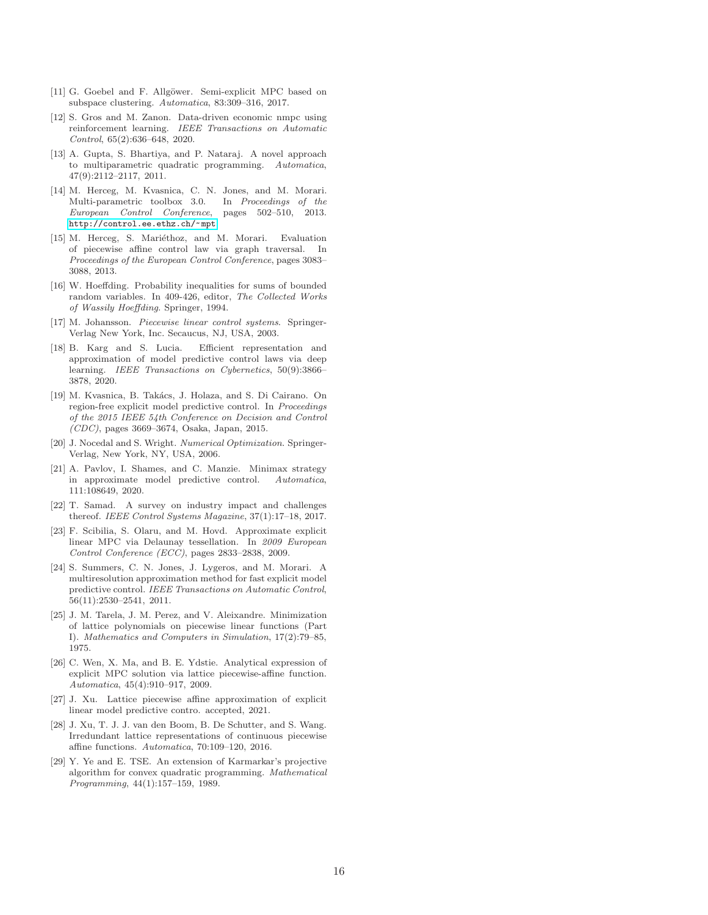[11] G. Goebel and F. Allgöwer. Semi-explicit MPC based on subspace clustering. *Automatica*, 83:309–316, 2017.

[12] S. Gros and M. Zanon. Data-driven economic nmpc using reinforcement learning. *IEEE Transactions on Automatic Control*, 65(2):636–648, 2020.

[13] A. Gupta, S. Bhartiya, and P. Nataraj. A novel approach to multiparametric quadratic programming. *Automatica*, 47(9):2112–2117, 2011.

[14] M. Herceg, M. Kvasnica, C. N. Jones, and M. Morari. Multi-parametric toolbox 3.0. In *Proceedings of the European Control Conference*, pages 502–510, 2013. http://control.ee.ethz.ch/~mpt.

[15] M. Herceg, S. Mariéthoz, and M. Morari. Evaluation of piecewise affine control law via graph traversal. In *Proceedings of the European Control Conference*, pages 3083–3088, 2013.

[16] W. Hoeffding. Probability inequalities for sums of bounded random variables. In 409-426, editor, *The Collected Works of Wassily Hoeffding*. Springer, 1994.

[17] M. Johansson. *Piecewise linear control systems*. Springer-Verlag New York, Inc. Secaucus, NJ, USA, 2003.

[18] B. Karg and S. Lucia. Efficient representation and approximation of model predictive control laws via deep learning. *IEEE Transactions on Cybernetics*, 50(9):3866–3878, 2020.

[19] M. Kvasnica, B. Takács, J. Holaza, and S. Di Cairano. On region-free explicit model predictive control. In *Proceedings of the 2015 IEEE 54th Conference on Decision and Control (CDC)*, pages 3669–3674, Osaka, Japan, 2015.

[20] J. Nocedal and S. Wright. *Numerical Optimization*. Springer-Verlag, New York, NY, USA, 2006.

[21] A. Pavlov, I. Shames, and C. Manzie. Minimax strategy in approximate model predictive control. *Automatica*, 111:108649, 2020.

[22] T. Samad. A survey on industry impact and challenges thereof. *IEEE Control Systems Magazine*, 37(1):17–18, 2017.

[23] F. Scibilia, S. Olaru, and M. Hovd. Approximate explicit linear MPC via Delaunay tessellation. In *2009 European Control Conference (ECC)*, pages 2833–2838, 2009.

[24] S. Summers, C. N. Jones, J. Lygeros, and M. Morari. A multiresolution approximation method for fast explicit model predictive control. *IEEE Transactions on Automatic Control*, 56(11):2530–2541, 2011.

[25] J. M. Tarela, J. M. Perez, and V. Aleixandre. Minimization of lattice polynomials on piecewise linear functions (Part I). *Mathematics and Computers in Simulation*, 17(2):79–85, 1975.

[26] C. Wen, X. Ma, and B. E. Ydstie. Analytical expression of explicit MPC solution via lattice piecewise-affine function. *Automatica*, 45(4):910–917, 2009.

[27] J. Xu. Lattice piecewise affine approximation of explicit linear model predictive contro. accepted, 2021.

[28] J. Xu, T. J. J. van den Boom, B. De Schutter, and S. Wang. Irredundant lattice representations of continuous piecewise affine functions. *Automatica*, 70:109–120, 2016.

[29] Y. Ye and E. TSE. An extension of Karmarkar's projective algorithm for convex quadratic programming. *Mathematical Programming*, 44(1):157–159, 1989.